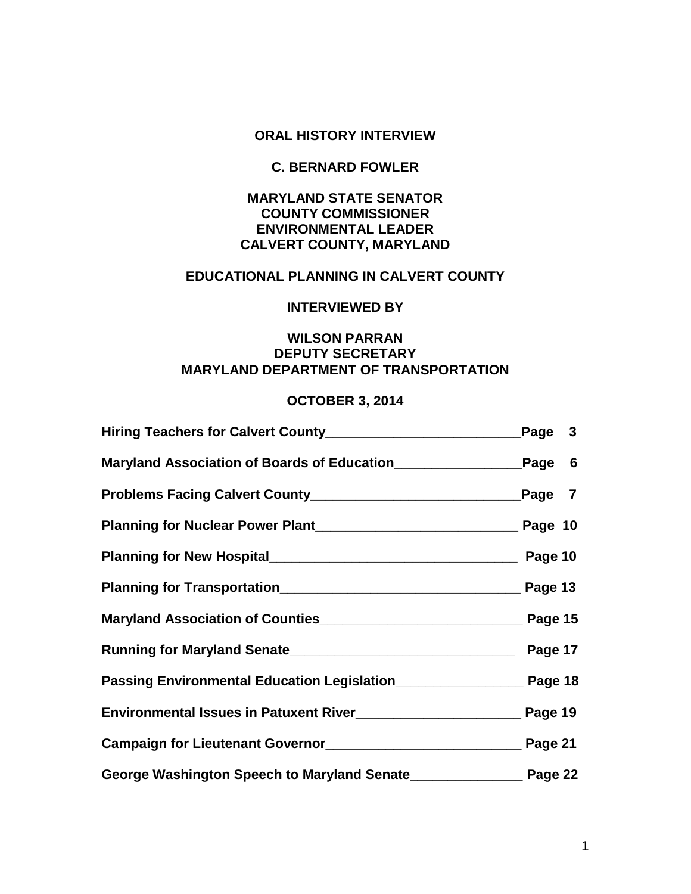# ORAL HISTORY INTERVIEW

## C. BERNARD FOWLER

**MARYLAND STATE SENATOR**
**COUNTY COMMISSIONER**
**ENVIRONMENTAL LEADER**
**CALVERT COUNTY, MARYLAND**

**EDUCATIONAL PLANNING IN CALVERT COUNTY**

**INTERVIEWED BY**

**WILSON PARRAN**
**DEPUTY SECRETARY**
**MARYLAND DEPARTMENT OF TRANSPORTATION**

**OCTOBER 3, 2014**

| | |
|---|---|
| **Hiring Teachers for Calvert County** | **Page 3** |
| **Maryland Association of Boards of Education** | **Page 6** |
| **Problems Facing Calvert County** | **Page 7** |
| **Planning for Nuclear Power Plant** | **Page 10** |
| **Planning for New Hospital** | **Page 10** |
| **Planning for Transportation** | **Page 13** |
| **Maryland Association of Counties** | **Page 15** |
| **Running for Maryland Senate** | **Page 17** |
| **Passing Environmental Education Legislation** | **Page 18** |
| **Environmental Issues in Patuxent River** | **Page 19** |
| **Campaign for Lieutenant Governor** | **Page 21** |
| **George Washington Speech to Maryland Senate** | **Page 22** |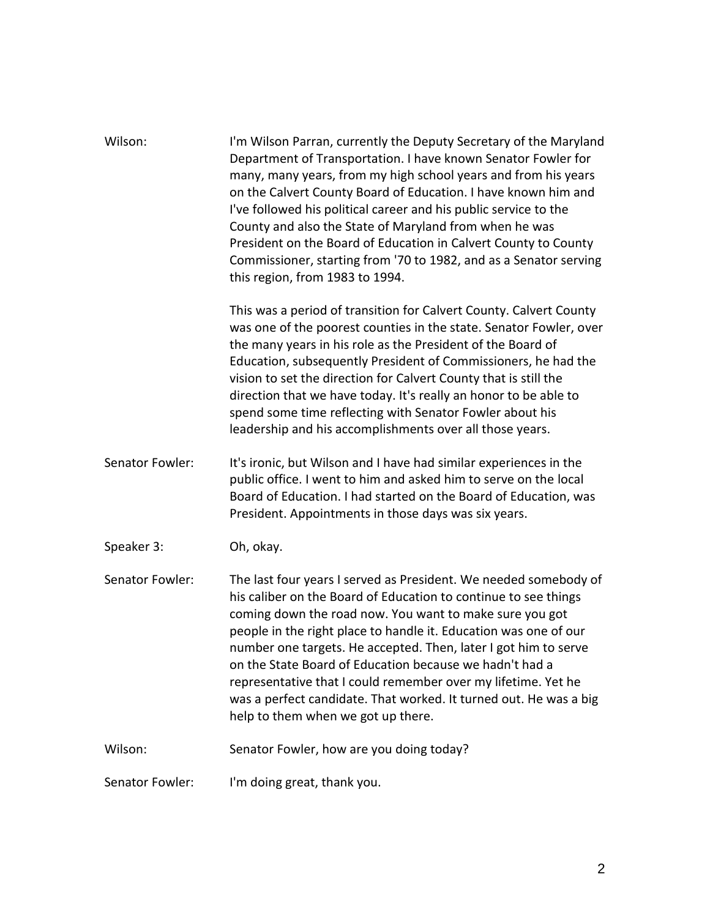Wilson: I'm Wilson Parran, currently the Deputy Secretary of the Maryland Department of Transportation. I have known Senator Fowler for many, many years, from my high school years and from his years on the Calvert County Board of Education. I have known him and I've followed his political career and his public service to the County and also the State of Maryland from when he was President on the Board of Education in Calvert County to County Commissioner, starting from '70 to 1982, and as a Senator serving this region, from 1983 to 1994.

This was a period of transition for Calvert County. Calvert County was one of the poorest counties in the state. Senator Fowler, over the many years in his role as the President of the Board of Education, subsequently President of Commissioners, he had the vision to set the direction for Calvert County that is still the direction that we have today. It's really an honor to be able to spend some time reflecting with Senator Fowler about his leadership and his accomplishments over all those years.

Senator Fowler: It's ironic, but Wilson and I have had similar experiences in the public office. I went to him and asked him to serve on the local Board of Education. I had started on the Board of Education, was President. Appointments in those days was six years.

Speaker 3: Oh, okay.

Senator Fowler: The last four years I served as President. We needed somebody of his caliber on the Board of Education to continue to see things coming down the road now. You want to make sure you got people in the right place to handle it. Education was one of our number one targets. He accepted. Then, later I got him to serve on the State Board of Education because we hadn't had a representative that I could remember over my lifetime. Yet he was a perfect candidate. That worked. It turned out. He was a big help to them when we got up there.

Wilson: Senator Fowler, how are you doing today?

Senator Fowler: I'm doing great, thank you.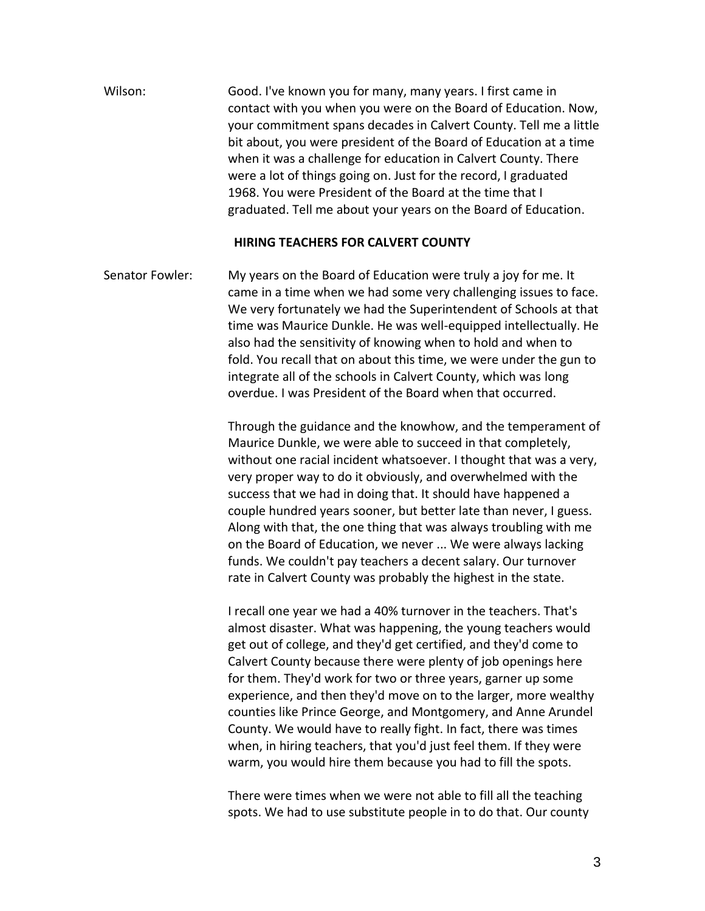Wilson: Good. I've known you for many, many years. I first came in contact with you when you were on the Board of Education. Now, your commitment spans decades in Calvert County. Tell me a little bit about, you were president of the Board of Education at a time when it was a challenge for education in Calvert County. There were a lot of things going on. Just for the record, I graduated 1968. You were President of the Board at the time that I graduated. Tell me about your years on the Board of Education.

## HIRING TEACHERS FOR CALVERT COUNTY

Senator Fowler: My years on the Board of Education were truly a joy for me. It came in a time when we had some very challenging issues to face. We very fortunately we had the Superintendent of Schools at that time was Maurice Dunkle. He was well-equipped intellectually. He also had the sensitivity of knowing when to hold and when to fold. You recall that on about this time, we were under the gun to integrate all of the schools in Calvert County, which was long overdue. I was President of the Board when that occurred.

Through the guidance and the knowhow, and the temperament of Maurice Dunkle, we were able to succeed in that completely, without one racial incident whatsoever. I thought that was a very, very proper way to do it obviously, and overwhelmed with the success that we had in doing that. It should have happened a couple hundred years sooner, but better late than never, I guess. Along with that, the one thing that was always troubling with me on the Board of Education, we never ... We were always lacking funds. We couldn't pay teachers a decent salary. Our turnover rate in Calvert County was probably the highest in the state.

I recall one year we had a 40% turnover in the teachers. That's almost disaster. What was happening, the young teachers would get out of college, and they'd get certified, and they'd come to Calvert County because there were plenty of job openings here for them. They'd work for two or three years, garner up some experience, and then they'd move on to the larger, more wealthy counties like Prince George, and Montgomery, and Anne Arundel County. We would have to really fight. In fact, there was times when, in hiring teachers, that you'd just feel them. If they were warm, you would hire them because you had to fill the spots.

There were times when we were not able to fill all the teaching spots. We had to use substitute people in to do that. Our county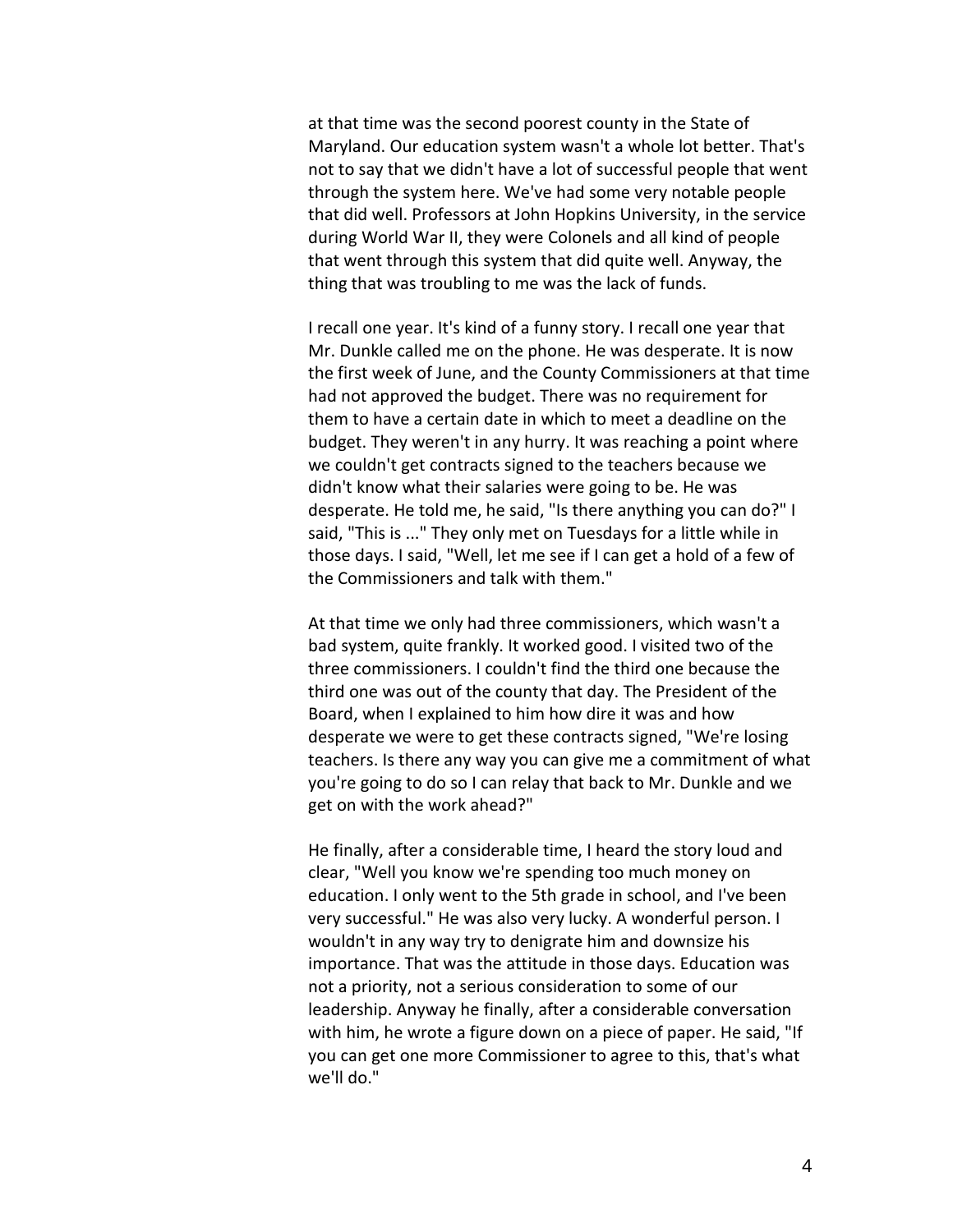at that time was the second poorest county in the State of Maryland. Our education system wasn't a whole lot better. That's not to say that we didn't have a lot of successful people that went through the system here. We've had some very notable people that did well. Professors at John Hopkins University, in the service during World War II, they were Colonels and all kind of people that went through this system that did quite well. Anyway, the thing that was troubling to me was the lack of funds.

I recall one year. It's kind of a funny story. I recall one year that Mr. Dunkle called me on the phone. He was desperate. It is now the first week of June, and the County Commissioners at that time had not approved the budget. There was no requirement for them to have a certain date in which to meet a deadline on the budget. They weren't in any hurry. It was reaching a point where we couldn't get contracts signed to the teachers because we didn't know what their salaries were going to be. He was desperate. He told me, he said, "Is there anything you can do?" I said, "This is ..." They only met on Tuesdays for a little while in those days. I said, "Well, let me see if I can get a hold of a few of the Commissioners and talk with them."

At that time we only had three commissioners, which wasn't a bad system, quite frankly. It worked good. I visited two of the three commissioners. I couldn't find the third one because the third one was out of the county that day. The President of the Board, when I explained to him how dire it was and how desperate we were to get these contracts signed, "We're losing teachers. Is there any way you can give me a commitment of what you're going to do so I can relay that back to Mr. Dunkle and we get on with the work ahead?"

He finally, after a considerable time, I heard the story loud and clear, "Well you know we're spending too much money on education. I only went to the 5th grade in school, and I've been very successful." He was also very lucky. A wonderful person. I wouldn't in any way try to denigrate him and downsize his importance. That was the attitude in those days. Education was not a priority, not a serious consideration to some of our leadership. Anyway he finally, after a considerable conversation with him, he wrote a figure down on a piece of paper. He said, "If you can get one more Commissioner to agree to this, that's what we'll do."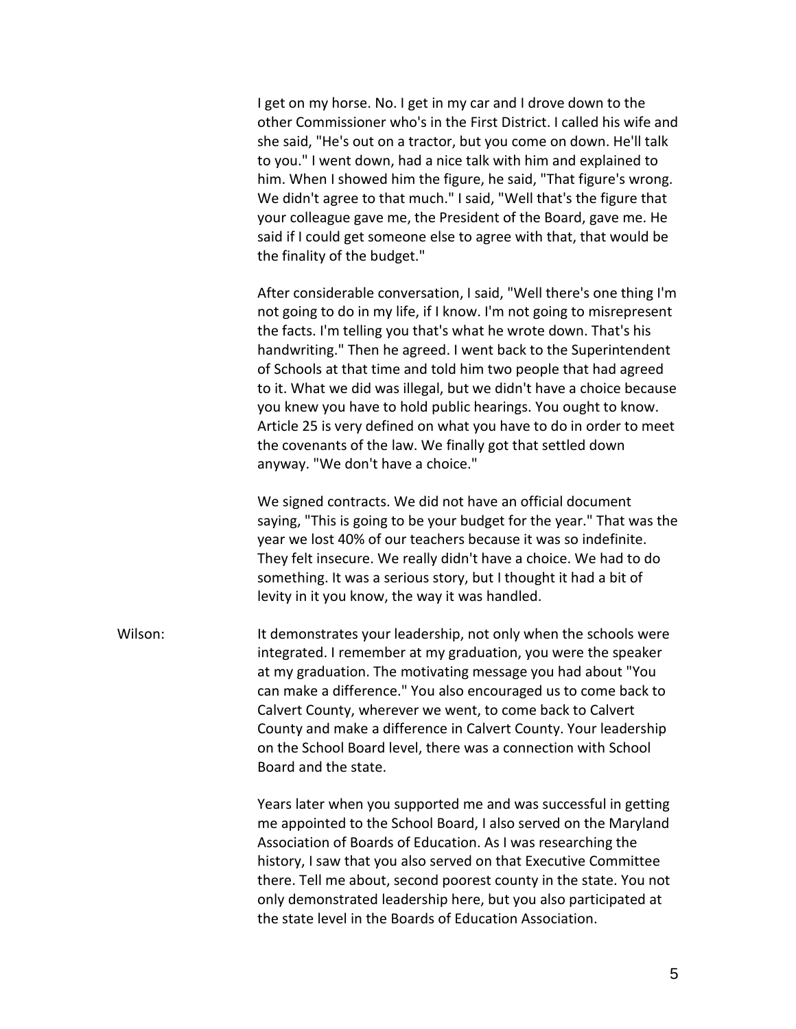I get on my horse. No. I get in my car and I drove down to the other Commissioner who's in the First District. I called his wife and she said, "He's out on a tractor, but you come on down. He'll talk to you." I went down, had a nice talk with him and explained to him. When I showed him the figure, he said, "That figure's wrong. We didn't agree to that much." I said, "Well that's the figure that your colleague gave me, the President of the Board, gave me. He said if I could get someone else to agree with that, that would be the finality of the budget."

After considerable conversation, I said, "Well there's one thing I'm not going to do in my life, if I know. I'm not going to misrepresent the facts. I'm telling you that's what he wrote down. That's his handwriting." Then he agreed. I went back to the Superintendent of Schools at that time and told him two people that had agreed to it. What we did was illegal, but we didn't have a choice because you knew you have to hold public hearings. You ought to know. Article 25 is very defined on what you have to do in order to meet the covenants of the law. We finally got that settled down anyway. "We don't have a choice."

We signed contracts. We did not have an official document saying, "This is going to be your budget for the year." That was the year we lost 40% of our teachers because it was so indefinite. They felt insecure. We really didn't have a choice. We had to do something. It was a serious story, but I thought it had a bit of levity in it you know, the way it was handled.

Wilson: It demonstrates your leadership, not only when the schools were integrated. I remember at my graduation, you were the speaker at my graduation. The motivating message you had about "You can make a difference." You also encouraged us to come back to Calvert County, wherever we went, to come back to Calvert County and make a difference in Calvert County. Your leadership on the School Board level, there was a connection with School Board and the state.

Years later when you supported me and was successful in getting me appointed to the School Board, I also served on the Maryland Association of Boards of Education. As I was researching the history, I saw that you also served on that Executive Committee there. Tell me about, second poorest county in the state. You not only demonstrated leadership here, but you also participated at the state level in the Boards of Education Association.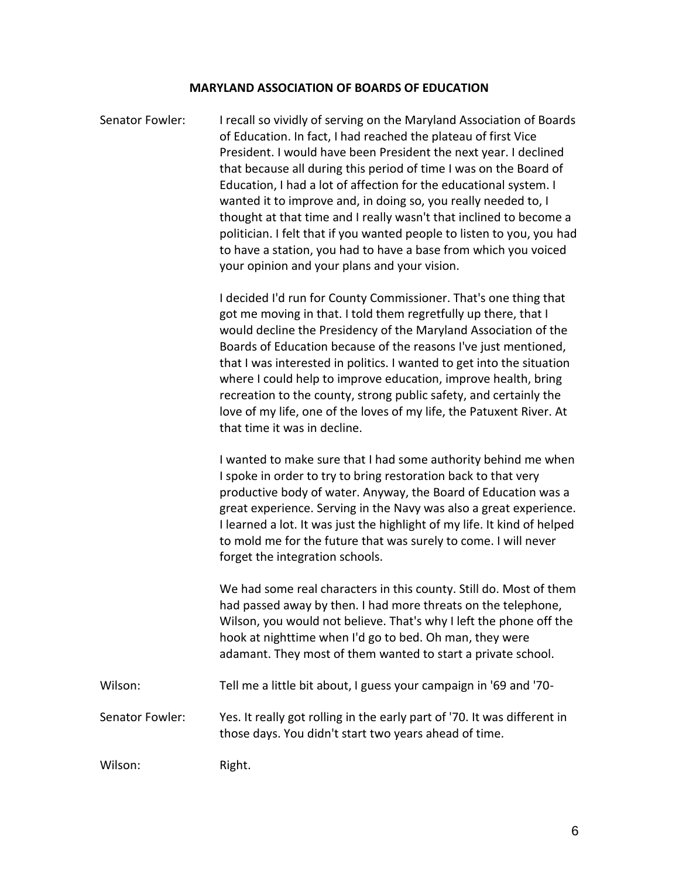## MARYLAND ASSOCIATION OF BOARDS OF EDUCATION

**Senator Fowler:** I recall so vividly of serving on the Maryland Association of Boards of Education. In fact, I had reached the plateau of first Vice President. I would have been President the next year. I declined that because all during this period of time I was on the Board of Education, I had a lot of affection for the educational system. I wanted it to improve and, in doing so, you really needed to, I thought at that time and I really wasn't that inclined to become a politician. I felt that if you wanted people to listen to you, you had to have a station, you had to have a base from which you voiced your opinion and your plans and your vision.

I decided I'd run for County Commissioner. That's one thing that got me moving in that. I told them regretfully up there, that I would decline the Presidency of the Maryland Association of the Boards of Education because of the reasons I've just mentioned, that I was interested in politics. I wanted to get into the situation where I could help to improve education, improve health, bring recreation to the county, strong public safety, and certainly the love of my life, one of the loves of my life, the Patuxent River. At that time it was in decline.

I wanted to make sure that I had some authority behind me when I spoke in order to try to bring restoration back to that very productive body of water. Anyway, the Board of Education was a great experience. Serving in the Navy was also a great experience. I learned a lot. It was just the highlight of my life. It kind of helped to mold me for the future that was surely to come. I will never forget the integration schools.

We had some real characters in this county. Still do. Most of them had passed away by then. I had more threats on the telephone, Wilson, you would not believe. That's why I left the phone off the hook at nighttime when I'd go to bed. Oh man, they were adamant. They most of them wanted to start a private school.

**Wilson:** Tell me a little bit about, I guess your campaign in '69 and '70-

**Senator Fowler:** Yes. It really got rolling in the early part of '70. It was different in those days. You didn't start two years ahead of time.

**Wilson:** Right.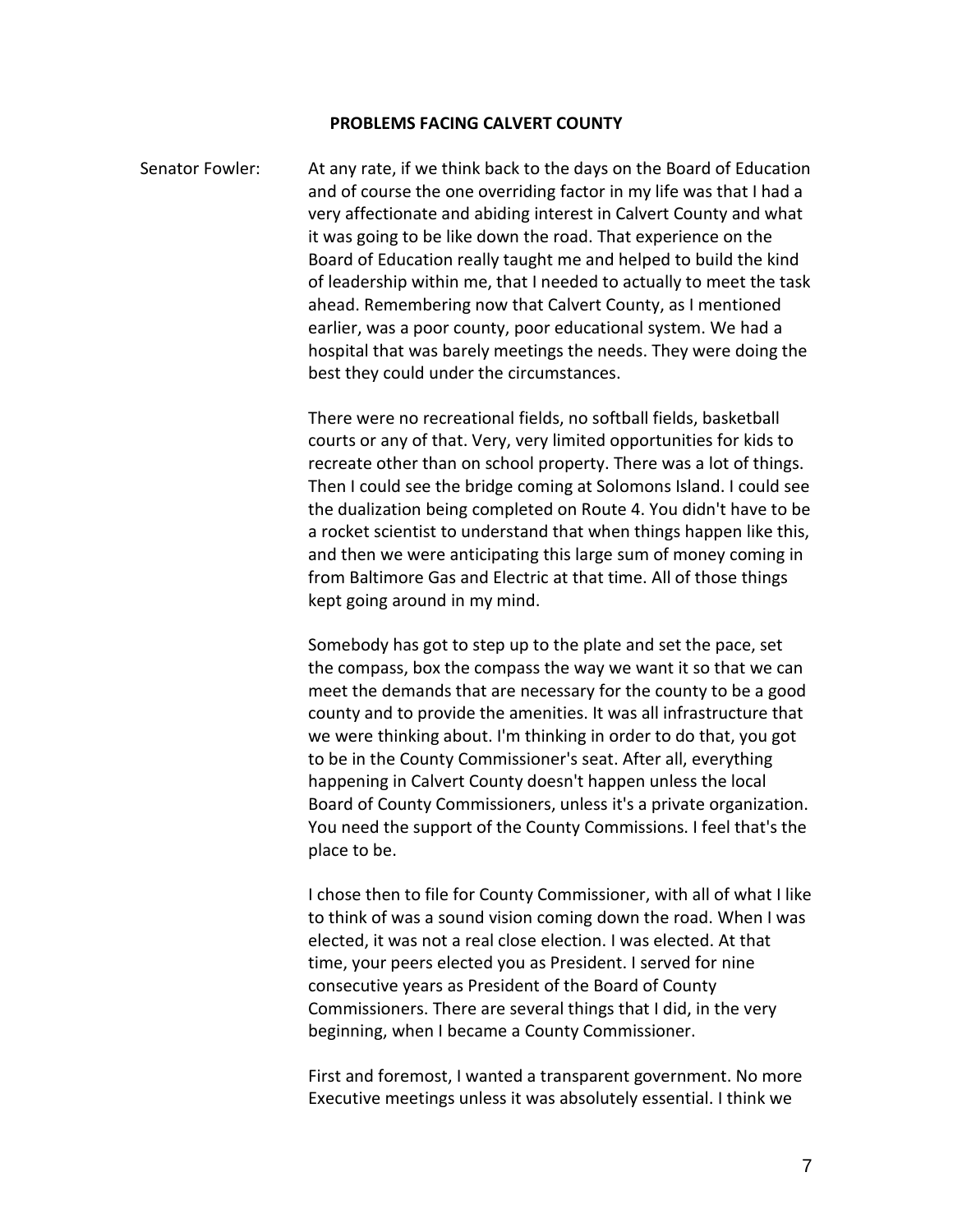## PROBLEMS FACING CALVERT COUNTY

Senator Fowler: At any rate, if we think back to the days on the Board of Education and of course the one overriding factor in my life was that I had a very affectionate and abiding interest in Calvert County and what it was going to be like down the road. That experience on the Board of Education really taught me and helped to build the kind of leadership within me, that I needed to actually to meet the task ahead. Remembering now that Calvert County, as I mentioned earlier, was a poor county, poor educational system. We had a hospital that was barely meetings the needs. They were doing the best they could under the circumstances.

There were no recreational fields, no softball fields, basketball courts or any of that. Very, very limited opportunities for kids to recreate other than on school property. There was a lot of things. Then I could see the bridge coming at Solomons Island. I could see the dualization being completed on Route 4. You didn't have to be a rocket scientist to understand that when things happen like this, and then we were anticipating this large sum of money coming in from Baltimore Gas and Electric at that time. All of those things kept going around in my mind.

Somebody has got to step up to the plate and set the pace, set the compass, box the compass the way we want it so that we can meet the demands that are necessary for the county to be a good county and to provide the amenities. It was all infrastructure that we were thinking about. I'm thinking in order to do that, you got to be in the County Commissioner's seat. After all, everything happening in Calvert County doesn't happen unless the local Board of County Commissioners, unless it's a private organization. You need the support of the County Commissions. I feel that's the place to be.

I chose then to file for County Commissioner, with all of what I like to think of was a sound vision coming down the road. When I was elected, it was not a real close election. I was elected. At that time, your peers elected you as President. I served for nine consecutive years as President of the Board of County Commissioners. There are several things that I did, in the very beginning, when I became a County Commissioner.

First and foremost, I wanted a transparent government. No more Executive meetings unless it was absolutely essential. I think we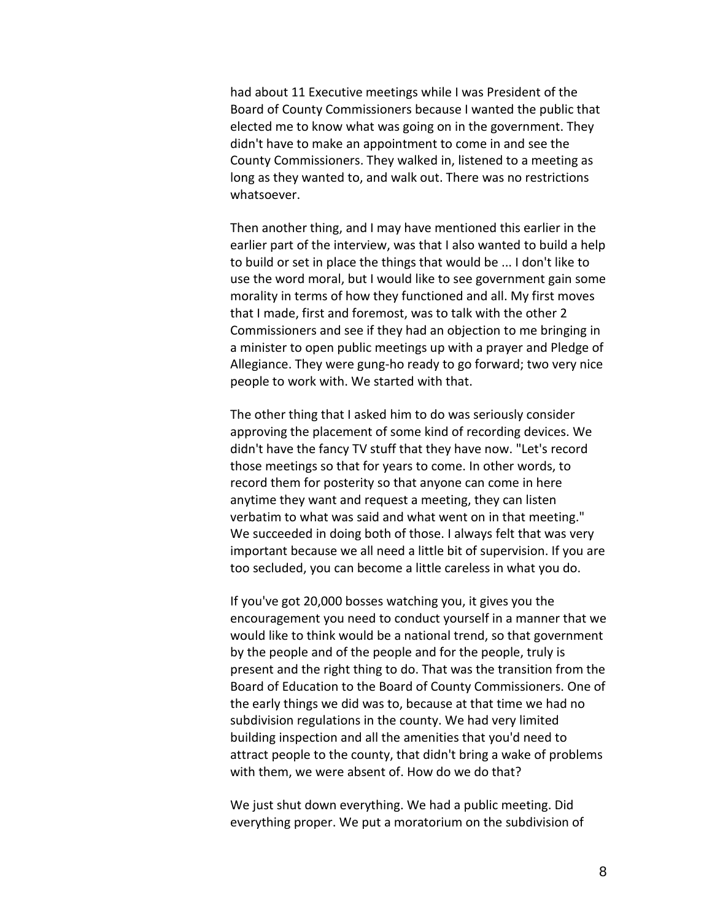had about 11 Executive meetings while I was President of the Board of County Commissioners because I wanted the public that elected me to know what was going on in the government. They didn't have to make an appointment to come in and see the County Commissioners. They walked in, listened to a meeting as long as they wanted to, and walk out. There was no restrictions whatsoever.

Then another thing, and I may have mentioned this earlier in the earlier part of the interview, was that I also wanted to build a help to build or set in place the things that would be ... I don't like to use the word moral, but I would like to see government gain some morality in terms of how they functioned and all. My first moves that I made, first and foremost, was to talk with the other 2 Commissioners and see if they had an objection to me bringing in a minister to open public meetings up with a prayer and Pledge of Allegiance. They were gung-ho ready to go forward; two very nice people to work with. We started with that.

The other thing that I asked him to do was seriously consider approving the placement of some kind of recording devices. We didn't have the fancy TV stuff that they have now. "Let's record those meetings so that for years to come. In other words, to record them for posterity so that anyone can come in here anytime they want and request a meeting, they can listen verbatim to what was said and what went on in that meeting." We succeeded in doing both of those. I always felt that was very important because we all need a little bit of supervision. If you are too secluded, you can become a little careless in what you do.

If you've got 20,000 bosses watching you, it gives you the encouragement you need to conduct yourself in a manner that we would like to think would be a national trend, so that government by the people and of the people and for the people, truly is present and the right thing to do. That was the transition from the Board of Education to the Board of County Commissioners. One of the early things we did was to, because at that time we had no subdivision regulations in the county. We had very limited building inspection and all the amenities that you'd need to attract people to the county, that didn't bring a wake of problems with them, we were absent of. How do we do that?

We just shut down everything. We had a public meeting. Did everything proper. We put a moratorium on the subdivision of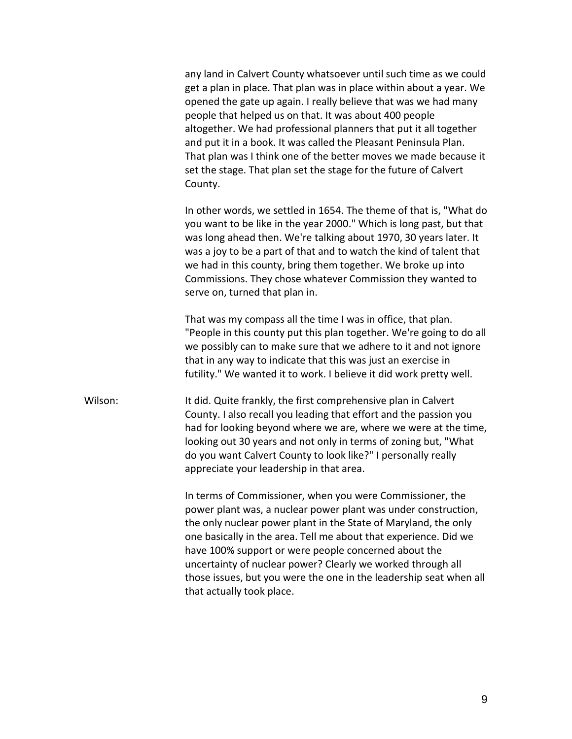any land in Calvert County whatsoever until such time as we could get a plan in place. That plan was in place within about a year. We opened the gate up again. I really believe that was we had many people that helped us on that. It was about 400 people altogether. We had professional planners that put it all together and put it in a book. It was called the Pleasant Peninsula Plan. That plan was I think one of the better moves we made because it set the stage. That plan set the stage for the future of Calvert County.

In other words, we settled in 1654. The theme of that is, "What do you want to be like in the year 2000." Which is long past, but that was long ahead then. We're talking about 1970, 30 years later. It was a joy to be a part of that and to watch the kind of talent that we had in this county, bring them together. We broke up into Commissions. They chose whatever Commission they wanted to serve on, turned that plan in.

That was my compass all the time I was in office, that plan. "People in this county put this plan together. We're going to do all we possibly can to make sure that we adhere to it and not ignore that in any way to indicate that this was just an exercise in futility." We wanted it to work. I believe it did work pretty well.

Wilson: It did. Quite frankly, the first comprehensive plan in Calvert County. I also recall you leading that effort and the passion you had for looking beyond where we are, where we were at the time, looking out 30 years and not only in terms of zoning but, "What do you want Calvert County to look like?" I personally really appreciate your leadership in that area.

In terms of Commissioner, when you were Commissioner, the power plant was, a nuclear power plant was under construction, the only nuclear power plant in the State of Maryland, the only one basically in the area. Tell me about that experience. Did we have 100% support or were people concerned about the uncertainty of nuclear power? Clearly we worked through all those issues, but you were the one in the leadership seat when all that actually took place.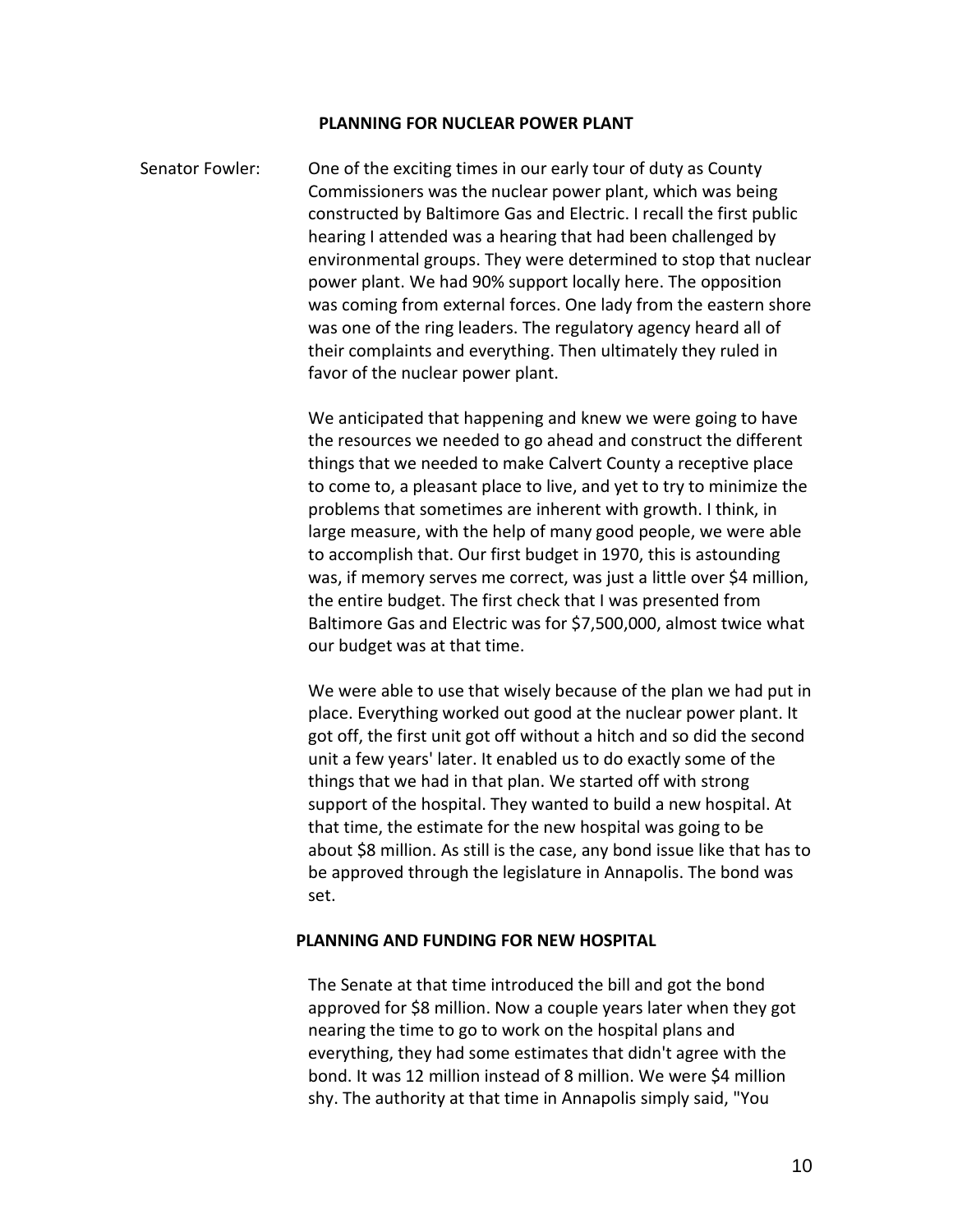## PLANNING FOR NUCLEAR POWER PLANT

Senator Fowler: One of the exciting times in our early tour of duty as County Commissioners was the nuclear power plant, which was being constructed by Baltimore Gas and Electric. I recall the first public hearing I attended was a hearing that had been challenged by environmental groups. They were determined to stop that nuclear power plant. We had 90% support locally here. The opposition was coming from external forces. One lady from the eastern shore was one of the ring leaders. The regulatory agency heard all of their complaints and everything. Then ultimately they ruled in favor of the nuclear power plant.

We anticipated that happening and knew we were going to have the resources we needed to go ahead and construct the different things that we needed to make Calvert County a receptive place to come to, a pleasant place to live, and yet to try to minimize the problems that sometimes are inherent with growth. I think, in large measure, with the help of many good people, we were able to accomplish that. Our first budget in 1970, this is astounding was, if memory serves me correct, was just a little over $4 million, the entire budget. The first check that I was presented from Baltimore Gas and Electric was for $7,500,000, almost twice what our budget was at that time.

We were able to use that wisely because of the plan we had put in place. Everything worked out good at the nuclear power plant. It got off, the first unit got off without a hitch and so did the second unit a few years' later. It enabled us to do exactly some of the things that we had in that plan. We started off with strong support of the hospital. They wanted to build a new hospital. At that time, the estimate for the new hospital was going to be about $8 million. As still is the case, any bond issue like that has to be approved through the legislature in Annapolis. The bond was set.

## PLANNING AND FUNDING FOR NEW HOSPITAL

The Senate at that time introduced the bill and got the bond approved for $8 million. Now a couple years later when they got nearing the time to go to work on the hospital plans and everything, they had some estimates that didn't agree with the bond. It was 12 million instead of 8 million. We were $4 million shy. The authority at that time in Annapolis simply said, "You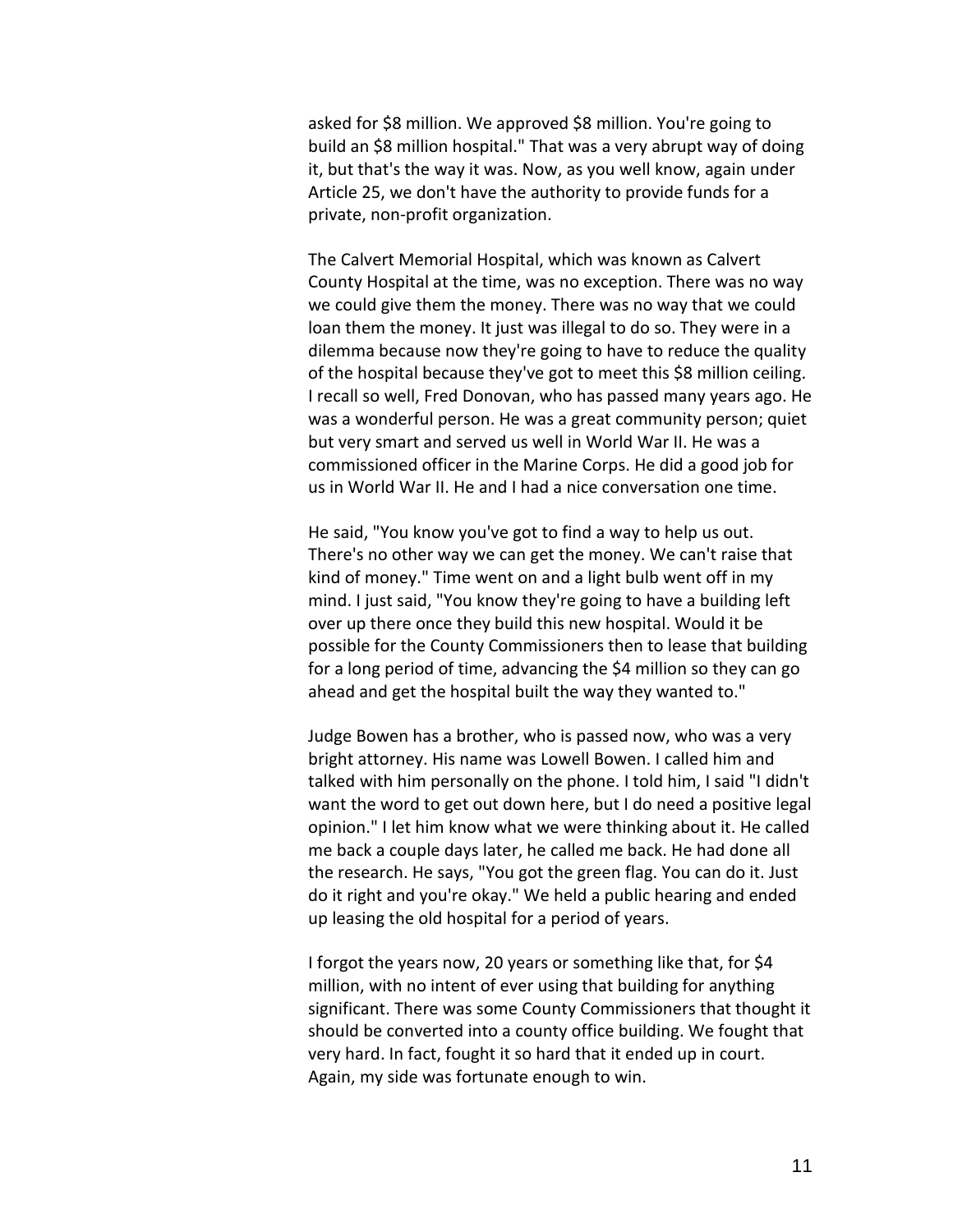asked for $8 million. We approved $8 million. You're going to build an $8 million hospital." That was a very abrupt way of doing it, but that's the way it was. Now, as you well know, again under Article 25, we don't have the authority to provide funds for a private, non-profit organization.

The Calvert Memorial Hospital, which was known as Calvert County Hospital at the time, was no exception. There was no way we could give them the money. There was no way that we could loan them the money. It just was illegal to do so. They were in a dilemma because now they're going to have to reduce the quality of the hospital because they've got to meet this $8 million ceiling. I recall so well, Fred Donovan, who has passed many years ago. He was a wonderful person. He was a great community person; quiet but very smart and served us well in World War II. He was a commissioned officer in the Marine Corps. He did a good job for us in World War II. He and I had a nice conversation one time.

He said, "You know you've got to find a way to help us out. There's no other way we can get the money. We can't raise that kind of money." Time went on and a light bulb went off in my mind. I just said, "You know they're going to have a building left over up there once they build this new hospital. Would it be possible for the County Commissioners then to lease that building for a long period of time, advancing the $4 million so they can go ahead and get the hospital built the way they wanted to."

Judge Bowen has a brother, who is passed now, who was a very bright attorney. His name was Lowell Bowen. I called him and talked with him personally on the phone. I told him, I said "I didn't want the word to get out down here, but I do need a positive legal opinion." I let him know what we were thinking about it. He called me back a couple days later, he called me back. He had done all the research. He says, "You got the green flag. You can do it. Just do it right and you're okay." We held a public hearing and ended up leasing the old hospital for a period of years.

I forgot the years now, 20 years or something like that, for $4 million, with no intent of ever using that building for anything significant. There was some County Commissioners that thought it should be converted into a county office building. We fought that very hard. In fact, fought it so hard that it ended up in court. Again, my side was fortunate enough to win.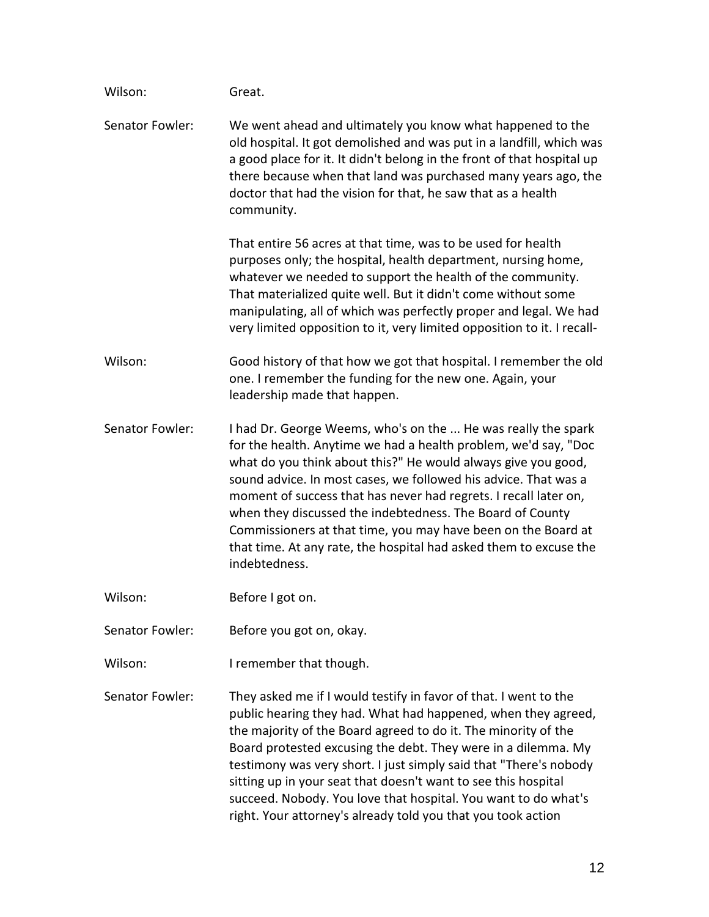Wilson: Great.

Senator Fowler: We went ahead and ultimately you know what happened to the old hospital. It got demolished and was put in a landfill, which was a good place for it. It didn't belong in the front of that hospital up there because when that land was purchased many years ago, the doctor that had the vision for that, he saw that as a health community.

That entire 56 acres at that time, was to be used for health purposes only; the hospital, health department, nursing home, whatever we needed to support the health of the community. That materialized quite well. But it didn't come without some manipulating, all of which was perfectly proper and legal. We had very limited opposition to it, very limited opposition to it. I recall-

Wilson: Good history of that how we got that hospital. I remember the old one. I remember the funding for the new one. Again, your leadership made that happen.

Senator Fowler: I had Dr. George Weems, who's on the ... He was really the spark for the health. Anytime we had a health problem, we'd say, "Doc what do you think about this?" He would always give you good, sound advice. In most cases, we followed his advice. That was a moment of success that has never had regrets. I recall later on, when they discussed the indebtedness. The Board of County Commissioners at that time, you may have been on the Board at that time. At any rate, the hospital had asked them to excuse the indebtedness.

Wilson: Before I got on.

Senator Fowler: Before you got on, okay.

Wilson: I remember that though.

Senator Fowler: They asked me if I would testify in favor of that. I went to the public hearing they had. What had happened, when they agreed, the majority of the Board agreed to do it. The minority of the Board protested excusing the debt. They were in a dilemma. My testimony was very short. I just simply said that "There's nobody sitting up in your seat that doesn't want to see this hospital succeed. Nobody. You love that hospital. You want to do what's right. Your attorney's already told you that you took action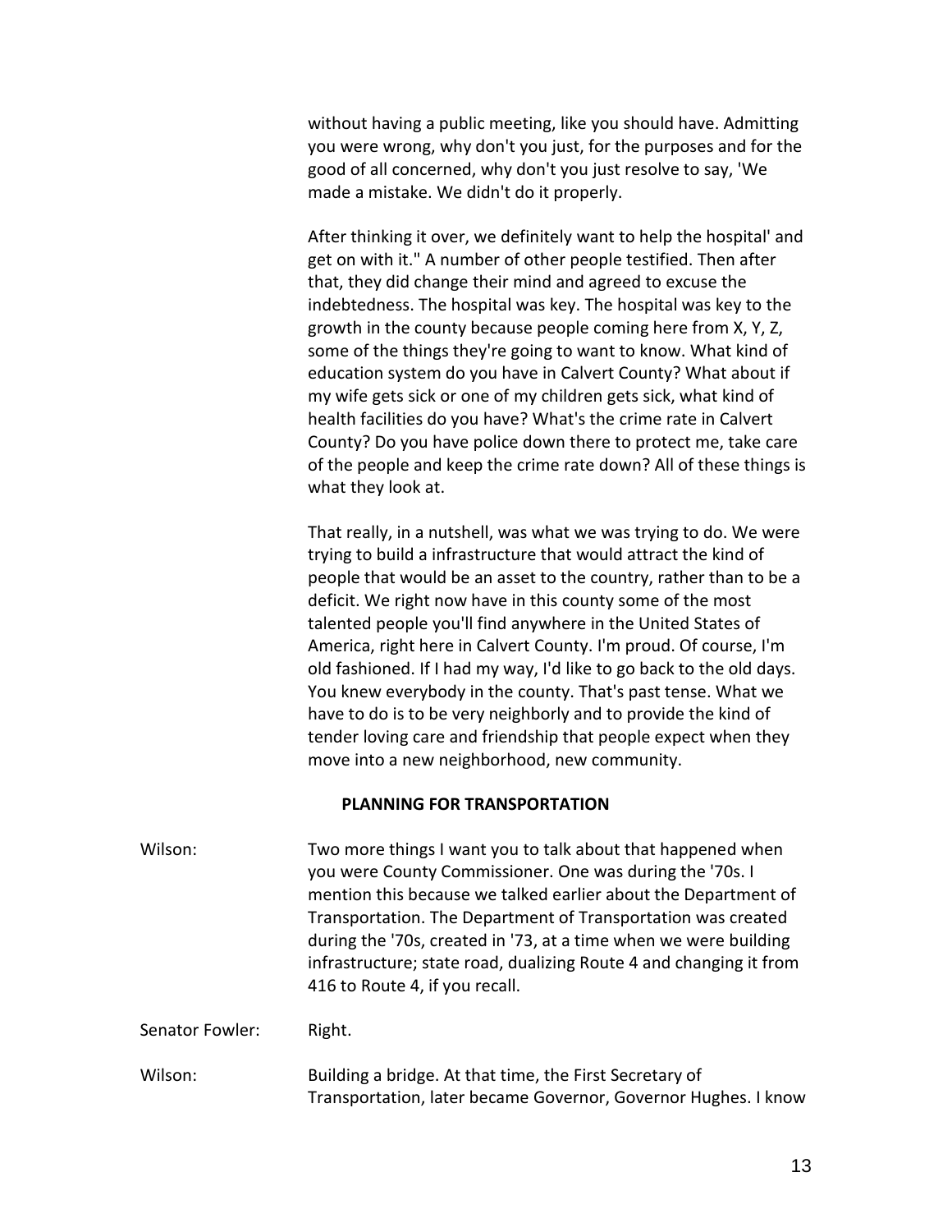without having a public meeting, like you should have. Admitting you were wrong, why don't you just, for the purposes and for the good of all concerned, why don't you just resolve to say, 'We made a mistake. We didn't do it properly.

After thinking it over, we definitely want to help the hospital' and get on with it." A number of other people testified. Then after that, they did change their mind and agreed to excuse the indebtedness. The hospital was key. The hospital was key to the growth in the county because people coming here from X, Y, Z, some of the things they're going to want to know. What kind of education system do you have in Calvert County? What about if my wife gets sick or one of my children gets sick, what kind of health facilities do you have? What's the crime rate in Calvert County? Do you have police down there to protect me, take care of the people and keep the crime rate down? All of these things is what they look at.

That really, in a nutshell, was what we was trying to do. We were trying to build a infrastructure that would attract the kind of people that would be an asset to the country, rather than to be a deficit. We right now have in this county some of the most talented people you'll find anywhere in the United States of America, right here in Calvert County. I'm proud. Of course, I'm old fashioned. If I had my way, I'd like to go back to the old days. You knew everybody in the county. That's past tense. What we have to do is to be very neighborly and to provide the kind of tender loving care and friendship that people expect when they move into a new neighborhood, new community.

## PLANNING FOR TRANSPORTATION

Wilson: Two more things I want you to talk about that happened when you were County Commissioner. One was during the '70s. I mention this because we talked earlier about the Department of Transportation. The Department of Transportation was created during the '70s, created in '73, at a time when we were building infrastructure; state road, dualizing Route 4 and changing it from 416 to Route 4, if you recall.

Senator Fowler: Right.

Wilson: Building a bridge. At that time, the First Secretary of Transportation, later became Governor, Governor Hughes. I know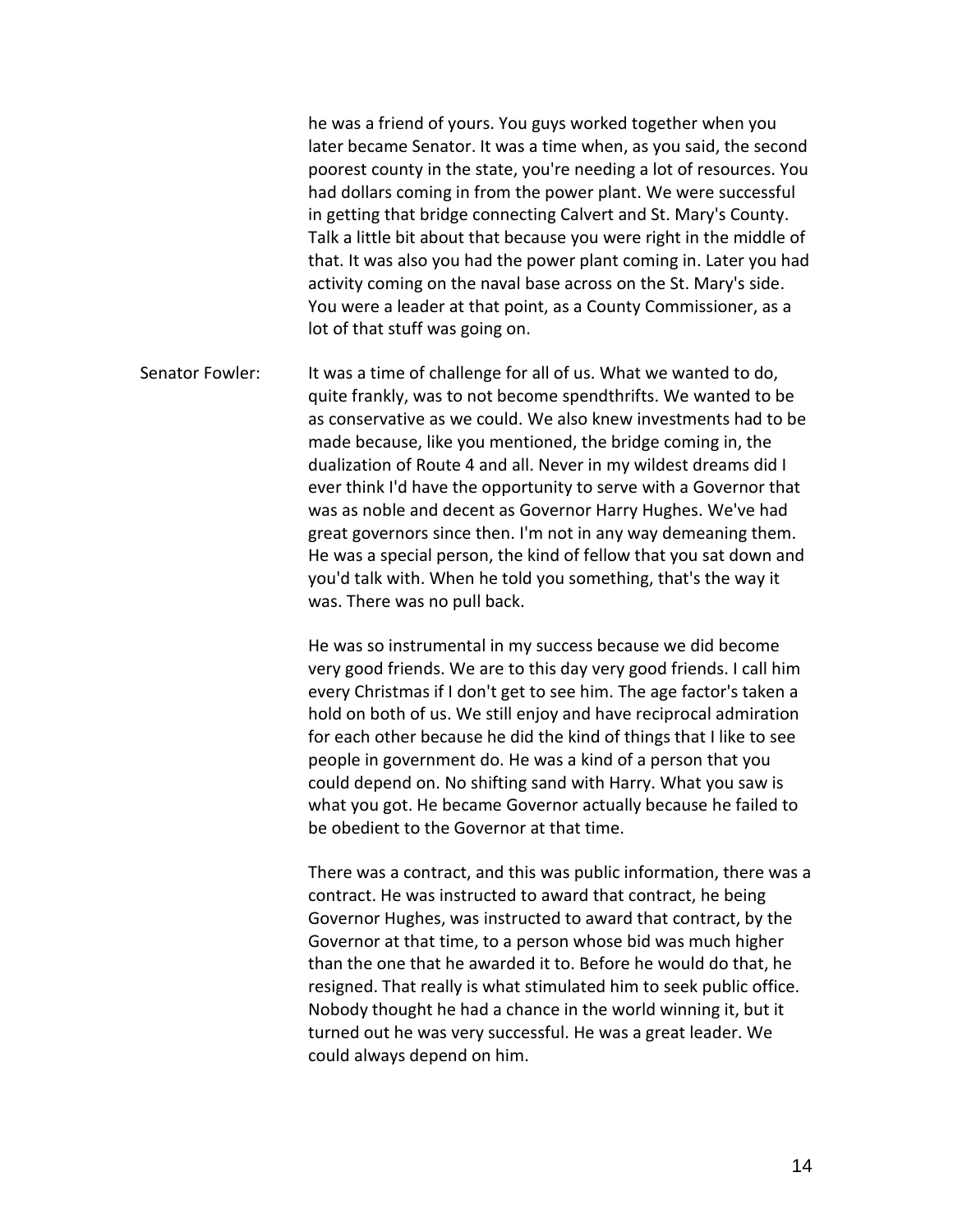he was a friend of yours. You guys worked together when you later became Senator. It was a time when, as you said, the second poorest county in the state, you're needing a lot of resources. You had dollars coming in from the power plant. We were successful in getting that bridge connecting Calvert and St. Mary's County. Talk a little bit about that because you were right in the middle of that. It was also you had the power plant coming in. Later you had activity coming on the naval base across on the St. Mary's side. You were a leader at that point, as a County Commissioner, as a lot of that stuff was going on.

Senator Fowler: It was a time of challenge for all of us. What we wanted to do, quite frankly, was to not become spendthrifts. We wanted to be as conservative as we could. We also knew investments had to be made because, like you mentioned, the bridge coming in, the dualization of Route 4 and all. Never in my wildest dreams did I ever think I'd have the opportunity to serve with a Governor that was as noble and decent as Governor Harry Hughes. We've had great governors since then. I'm not in any way demeaning them. He was a special person, the kind of fellow that you sat down and you'd talk with. When he told you something, that's the way it was. There was no pull back.

He was so instrumental in my success because we did become very good friends. We are to this day very good friends. I call him every Christmas if I don't get to see him. The age factor's taken a hold on both of us. We still enjoy and have reciprocal admiration for each other because he did the kind of things that I like to see people in government do. He was a kind of a person that you could depend on. No shifting sand with Harry. What you saw is what you got. He became Governor actually because he failed to be obedient to the Governor at that time.

There was a contract, and this was public information, there was a contract. He was instructed to award that contract, he being Governor Hughes, was instructed to award that contract, by the Governor at that time, to a person whose bid was much higher than the one that he awarded it to. Before he would do that, he resigned. That really is what stimulated him to seek public office. Nobody thought he had a chance in the world winning it, but it turned out he was very successful. He was a great leader. We could always depend on him.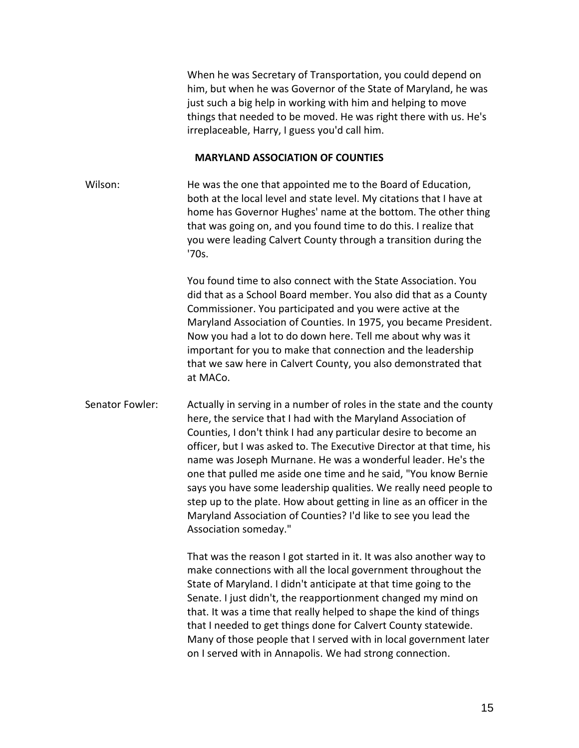When he was Secretary of Transportation, you could depend on him, but when he was Governor of the State of Maryland, he was just such a big help in working with him and helping to move things that needed to be moved. He was right there with us. He's irreplaceable, Harry, I guess you'd call him.

## MARYLAND ASSOCIATION OF COUNTIES

Wilson: He was the one that appointed me to the Board of Education, both at the local level and state level. My citations that I have at home has Governor Hughes' name at the bottom. The other thing that was going on, and you found time to do this. I realize that you were leading Calvert County through a transition during the '70s.

You found time to also connect with the State Association. You did that as a School Board member. You also did that as a County Commissioner. You participated and you were active at the Maryland Association of Counties. In 1975, you became President. Now you had a lot to do down here. Tell me about why was it important for you to make that connection and the leadership that we saw here in Calvert County, you also demonstrated that at MACo.

Senator Fowler: Actually in serving in a number of roles in the state and the county here, the service that I had with the Maryland Association of Counties, I don't think I had any particular desire to become an officer, but I was asked to. The Executive Director at that time, his name was Joseph Murnane. He was a wonderful leader. He's the one that pulled me aside one time and he said, "You know Bernie says you have some leadership qualities. We really need people to step up to the plate. How about getting in line as an officer in the Maryland Association of Counties? I'd like to see you lead the Association someday."

That was the reason I got started in it. It was also another way to make connections with all the local government throughout the State of Maryland. I didn't anticipate at that time going to the Senate. I just didn't, the reapportionment changed my mind on that. It was a time that really helped to shape the kind of things that I needed to get things done for Calvert County statewide. Many of those people that I served with in local government later on I served with in Annapolis. We had strong connection.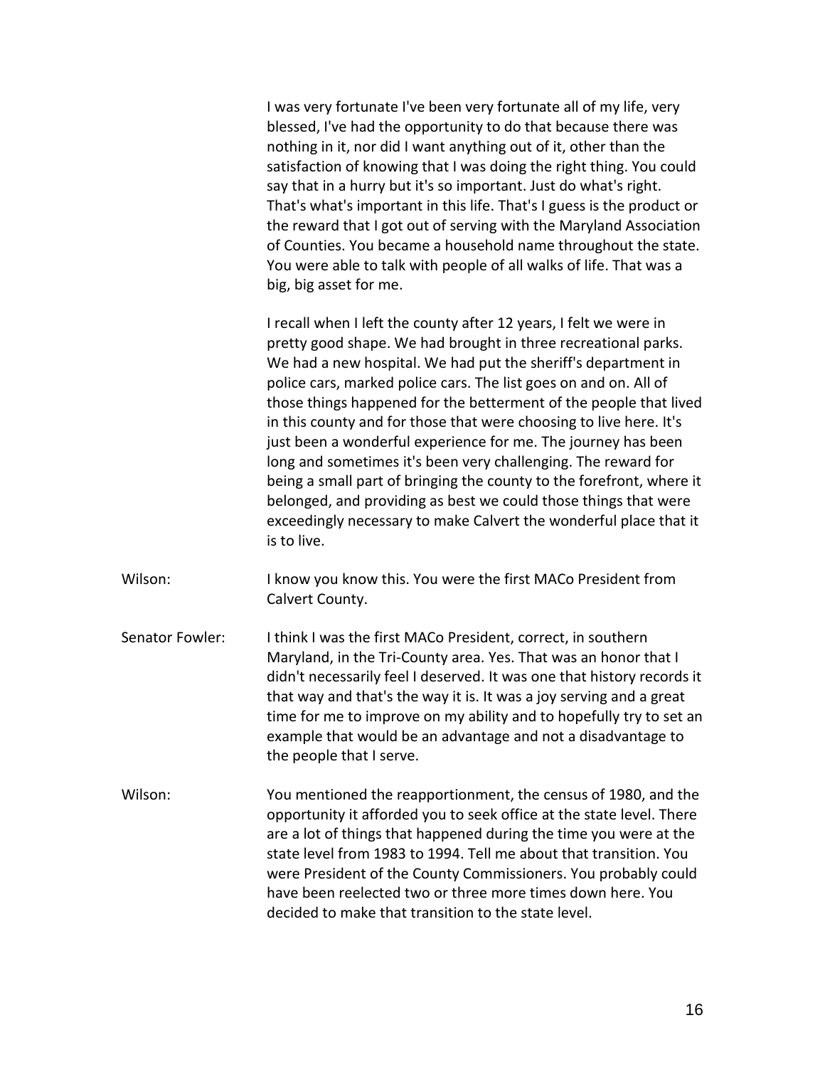I was very fortunate I've been very fortunate all of my life, very blessed, I've had the opportunity to do that because there was nothing in it, nor did I want anything out of it, other than the satisfaction of knowing that I was doing the right thing. You could say that in a hurry but it's so important. Just do what's right. That's what's important in this life. That's I guess is the product or the reward that I got out of serving with the Maryland Association of Counties. You became a household name throughout the state. You were able to talk with people of all walks of life. That was a big, big asset for me.

I recall when I left the county after 12 years, I felt we were in pretty good shape. We had brought in three recreational parks. We had a new hospital. We had put the sheriff's department in police cars, marked police cars. The list goes on and on. All of those things happened for the betterment of the people that lived in this county and for those that were choosing to live here. It's just been a wonderful experience for me. The journey has been long and sometimes it's been very challenging. The reward for being a small part of bringing the county to the forefront, where it belonged, and providing as best we could those things that were exceedingly necessary to make Calvert the wonderful place that it is to live.

Wilson: I know you know this. You were the first MACo President from Calvert County.

Senator Fowler: I think I was the first MACo President, correct, in southern Maryland, in the Tri-County area. Yes. That was an honor that I didn't necessarily feel I deserved. It was one that history records it that way and that's the way it is. It was a joy serving and a great time for me to improve on my ability and to hopefully try to set an example that would be an advantage and not a disadvantage to the people that I serve.

Wilson: You mentioned the reapportionment, the census of 1980, and the opportunity it afforded you to seek office at the state level. There are a lot of things that happened during the time you were at the state level from 1983 to 1994. Tell me about that transition. You were President of the County Commissioners. You probably could have been reelected two or three more times down here. You decided to make that transition to the state level.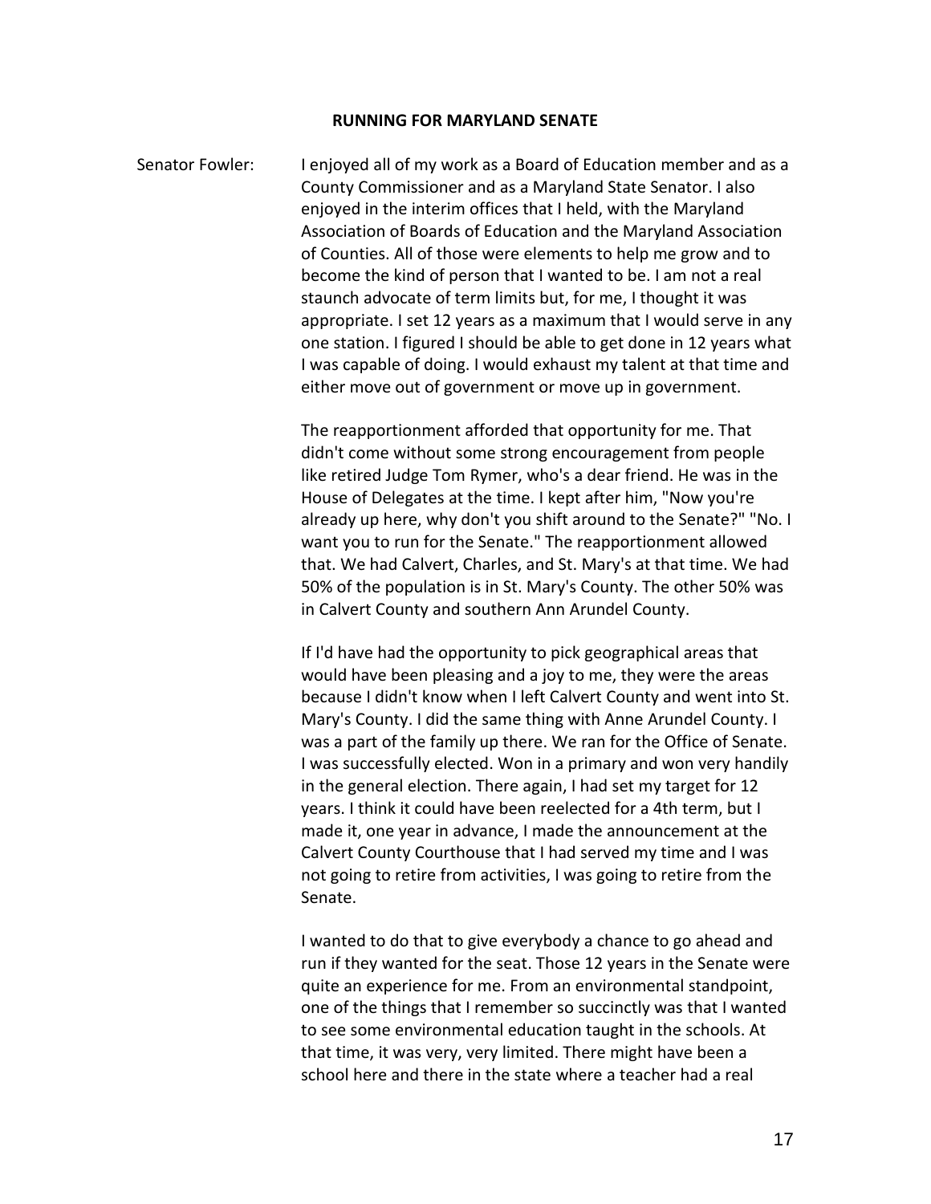## RUNNING FOR MARYLAND SENATE

**Senator Fowler:** I enjoyed all of my work as a Board of Education member and as a County Commissioner and as a Maryland State Senator. I also enjoyed in the interim offices that I held, with the Maryland Association of Boards of Education and the Maryland Association of Counties. All of those were elements to help me grow and to become the kind of person that I wanted to be. I am not a real staunch advocate of term limits but, for me, I thought it was appropriate. I set 12 years as a maximum that I would serve in any one station. I figured I should be able to get done in 12 years what I was capable of doing. I would exhaust my talent at that time and either move out of government or move up in government.

The reapportionment afforded that opportunity for me. That didn't come without some strong encouragement from people like retired Judge Tom Rymer, who's a dear friend. He was in the House of Delegates at the time. I kept after him, "Now you're already up here, why don't you shift around to the Senate?" "No. I want you to run for the Senate." The reapportionment allowed that. We had Calvert, Charles, and St. Mary's at that time. We had 50% of the population is in St. Mary's County. The other 50% was in Calvert County and southern Ann Arundel County.

If I'd have had the opportunity to pick geographical areas that would have been pleasing and a joy to me, they were the areas because I didn't know when I left Calvert County and went into St. Mary's County. I did the same thing with Anne Arundel County. I was a part of the family up there. We ran for the Office of Senate. I was successfully elected. Won in a primary and won very handily in the general election. There again, I had set my target for 12 years. I think it could have been reelected for a 4th term, but I made it, one year in advance, I made the announcement at the Calvert County Courthouse that I had served my time and I was not going to retire from activities, I was going to retire from the Senate.

I wanted to do that to give everybody a chance to go ahead and run if they wanted for the seat. Those 12 years in the Senate were quite an experience for me. From an environmental standpoint, one of the things that I remember so succinctly was that I wanted to see some environmental education taught in the schools. At that time, it was very, very limited. There might have been a school here and there in the state where a teacher had a real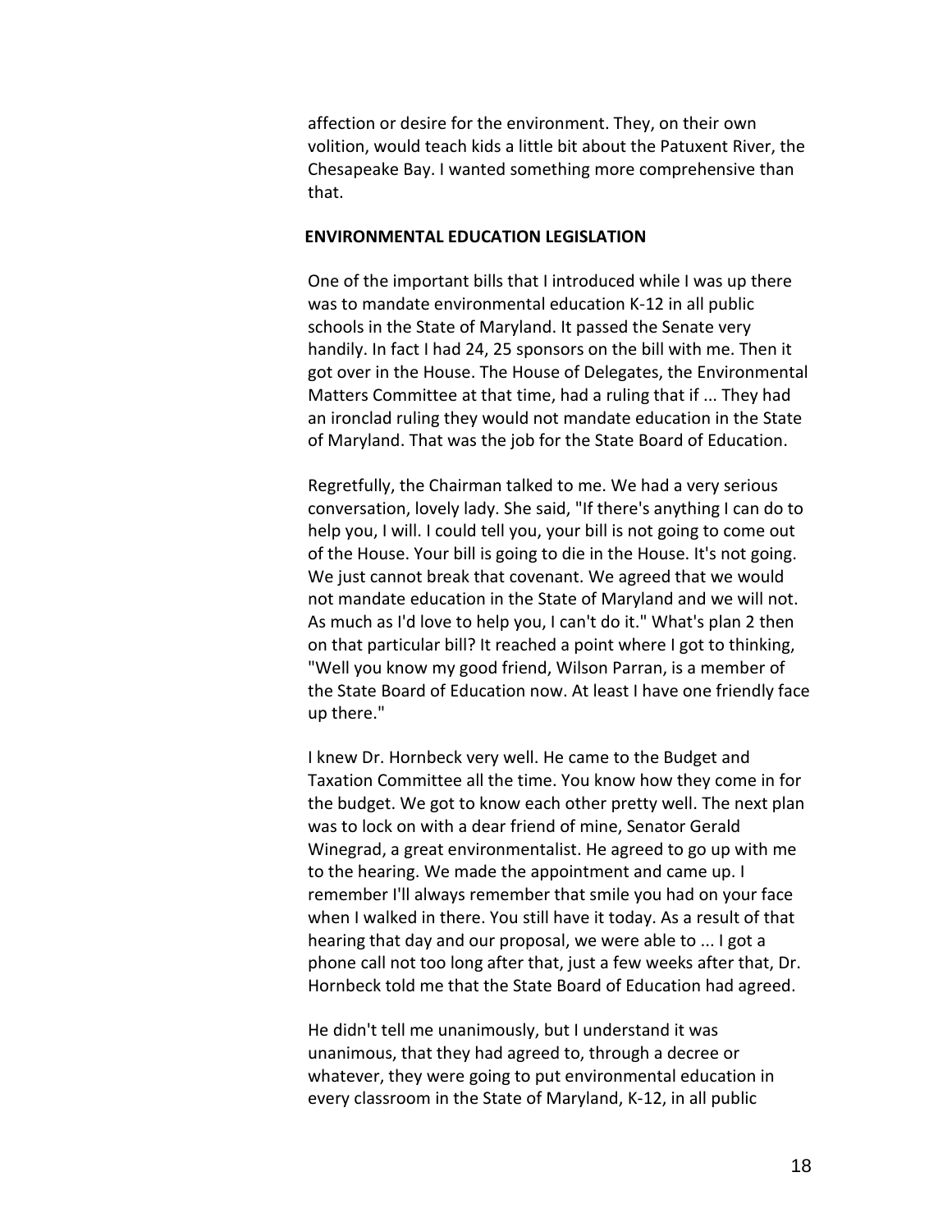affection or desire for the environment. They, on their own volition, would teach kids a little bit about the Patuxent River, the Chesapeake Bay. I wanted something more comprehensive than that.

## ENVIRONMENTAL EDUCATION LEGISLATION

One of the important bills that I introduced while I was up there was to mandate environmental education K-12 in all public schools in the State of Maryland. It passed the Senate very handily. In fact I had 24, 25 sponsors on the bill with me. Then it got over in the House. The House of Delegates, the Environmental Matters Committee at that time, had a ruling that if ... They had an ironclad ruling they would not mandate education in the State of Maryland. That was the job for the State Board of Education.

Regretfully, the Chairman talked to me. We had a very serious conversation, lovely lady. She said, "If there's anything I can do to help you, I will. I could tell you, your bill is not going to come out of the House. Your bill is going to die in the House. It's not going. We just cannot break that covenant. We agreed that we would not mandate education in the State of Maryland and we will not. As much as I'd love to help you, I can't do it." What's plan 2 then on that particular bill? It reached a point where I got to thinking, "Well you know my good friend, Wilson Parran, is a member of the State Board of Education now. At least I have one friendly face up there."

I knew Dr. Hornbeck very well. He came to the Budget and Taxation Committee all the time. You know how they come in for the budget. We got to know each other pretty well. The next plan was to lock on with a dear friend of mine, Senator Gerald Winegrad, a great environmentalist. He agreed to go up with me to the hearing. We made the appointment and came up. I remember I'll always remember that smile you had on your face when I walked in there. You still have it today. As a result of that hearing that day and our proposal, we were able to ... I got a phone call not too long after that, just a few weeks after that, Dr. Hornbeck told me that the State Board of Education had agreed.

He didn't tell me unanimously, but I understand it was unanimous, that they had agreed to, through a decree or whatever, they were going to put environmental education in every classroom in the State of Maryland, K-12, in all public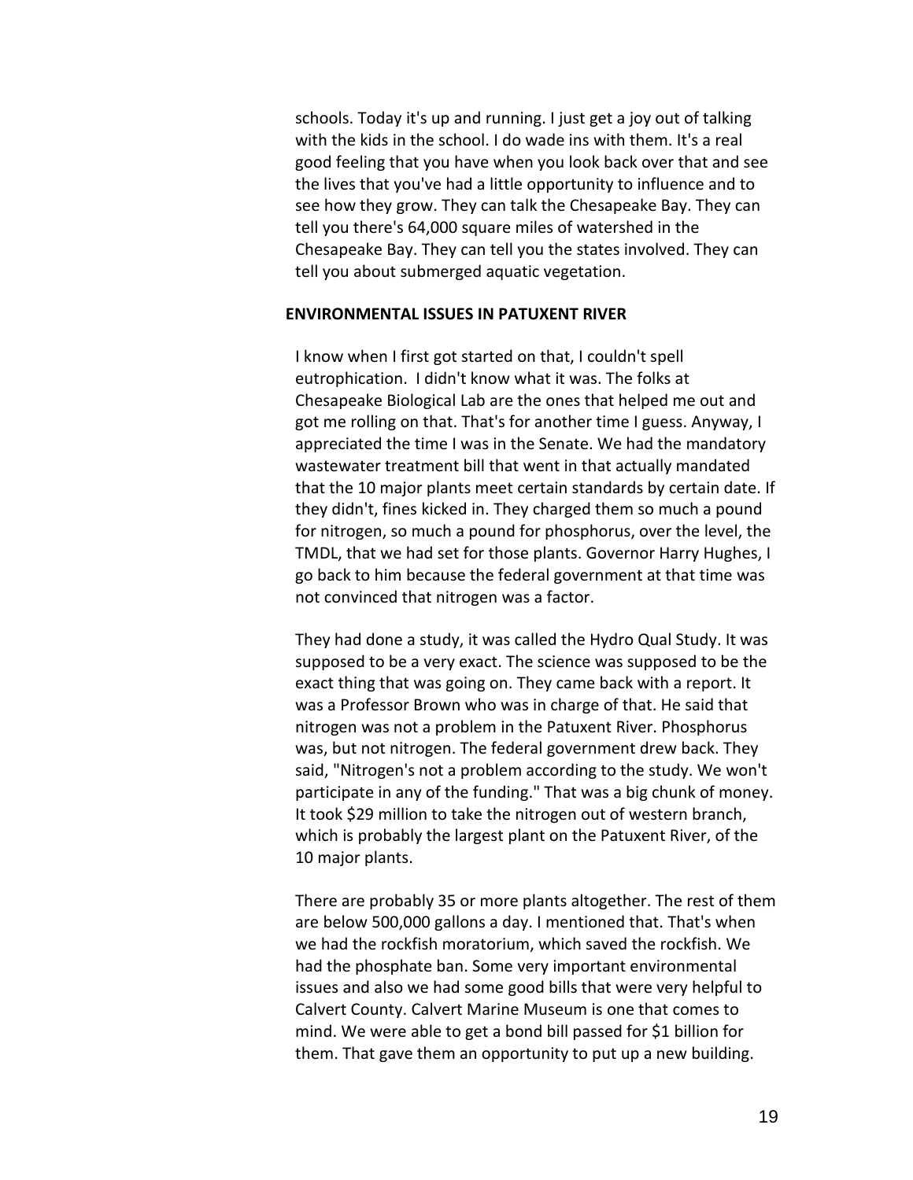schools. Today it's up and running. I just get a joy out of talking with the kids in the school. I do wade ins with them. It's a real good feeling that you have when you look back over that and see the lives that you've had a little opportunity to influence and to see how they grow. They can talk the Chesapeake Bay. They can tell you there's 64,000 square miles of watershed in the Chesapeake Bay. They can tell you the states involved. They can tell you about submerged aquatic vegetation.

**ENVIRONMENTAL ISSUES IN PATUXENT RIVER**

I know when I first got started on that, I couldn't spell eutrophication. I didn't know what it was. The folks at Chesapeake Biological Lab are the ones that helped me out and got me rolling on that. That's for another time I guess. Anyway, I appreciated the time I was in the Senate. We had the mandatory wastewater treatment bill that went in that actually mandated that the 10 major plants meet certain standards by certain date. If they didn't, fines kicked in. They charged them so much a pound for nitrogen, so much a pound for phosphorus, over the level, the TMDL, that we had set for those plants. Governor Harry Hughes, I go back to him because the federal government at that time was not convinced that nitrogen was a factor.

They had done a study, it was called the Hydro Qual Study. It was supposed to be a very exact. The science was supposed to be the exact thing that was going on. They came back with a report. It was a Professor Brown who was in charge of that. He said that nitrogen was not a problem in the Patuxent River. Phosphorus was, but not nitrogen. The federal government drew back. They said, "Nitrogen's not a problem according to the study. We won't participate in any of the funding." That was a big chunk of money. It took $29 million to take the nitrogen out of western branch, which is probably the largest plant on the Patuxent River, of the 10 major plants.

There are probably 35 or more plants altogether. The rest of them are below 500,000 gallons a day. I mentioned that. That's when we had the rockfish moratorium, which saved the rockfish. We had the phosphate ban. Some very important environmental issues and also we had some good bills that were very helpful to Calvert County. Calvert Marine Museum is one that comes to mind. We were able to get a bond bill passed for $1 billion for them. That gave them an opportunity to put up a new building.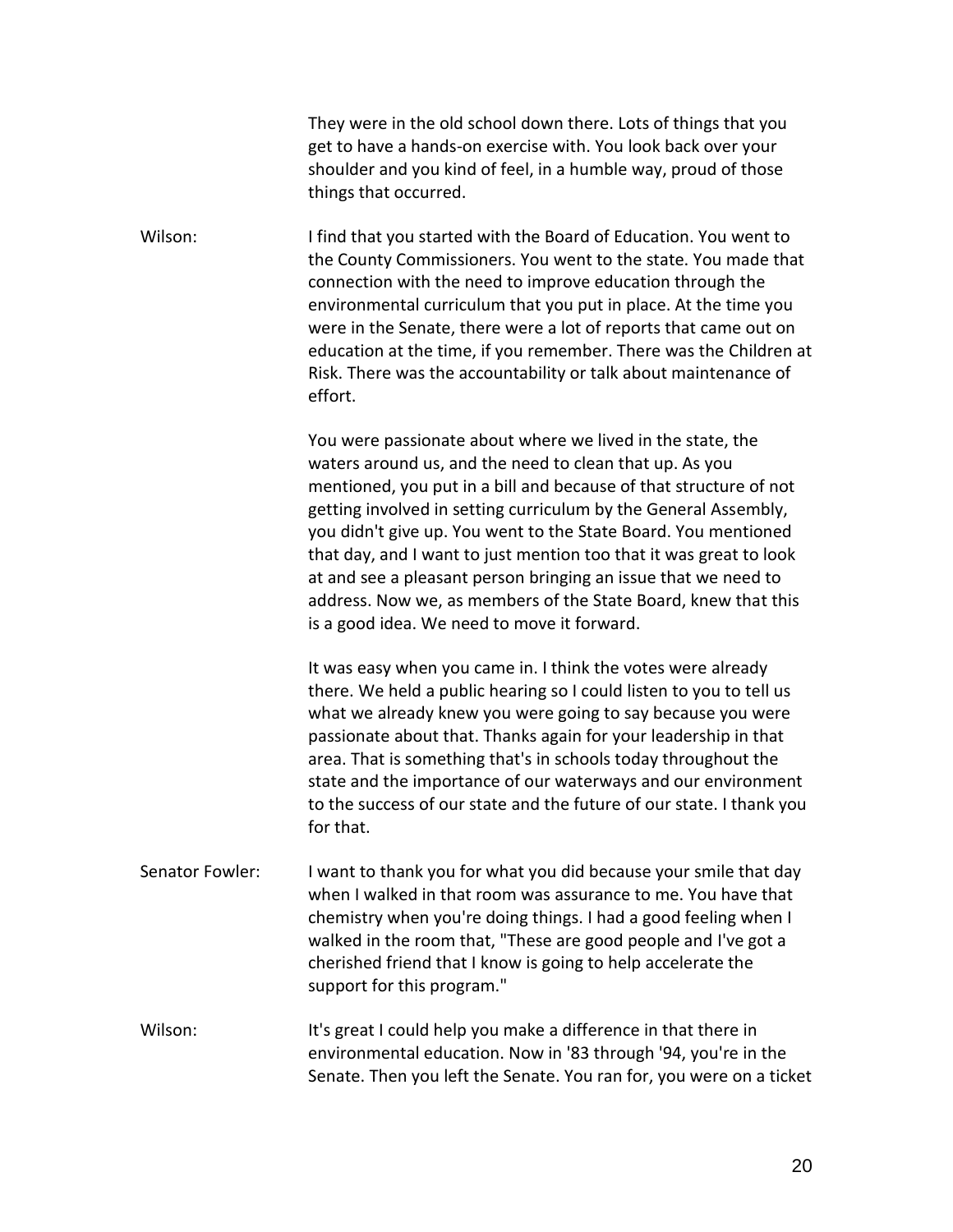They were in the old school down there. Lots of things that you get to have a hands-on exercise with. You look back over your shoulder and you kind of feel, in a humble way, proud of those things that occurred.

Wilson: I find that you started with the Board of Education. You went to the County Commissioners. You went to the state. You made that connection with the need to improve education through the environmental curriculum that you put in place. At the time you were in the Senate, there were a lot of reports that came out on education at the time, if you remember. There was the Children at Risk. There was the accountability or talk about maintenance of effort.

You were passionate about where we lived in the state, the waters around us, and the need to clean that up. As you mentioned, you put in a bill and because of that structure of not getting involved in setting curriculum by the General Assembly, you didn't give up. You went to the State Board. You mentioned that day, and I want to just mention too that it was great to look at and see a pleasant person bringing an issue that we need to address. Now we, as members of the State Board, knew that this is a good idea. We need to move it forward.

It was easy when you came in. I think the votes were already there. We held a public hearing so I could listen to you to tell us what we already knew you were going to say because you were passionate about that. Thanks again for your leadership in that area. That is something that's in schools today throughout the state and the importance of our waterways and our environment to the success of our state and the future of our state. I thank you for that.

Senator Fowler: I want to thank you for what you did because your smile that day when I walked in that room was assurance to me. You have that chemistry when you're doing things. I had a good feeling when I walked in the room that, "These are good people and I've got a cherished friend that I know is going to help accelerate the support for this program."

Wilson: It's great I could help you make a difference in that there in environmental education. Now in '83 through '94, you're in the Senate. Then you left the Senate. You ran for, you were on a ticket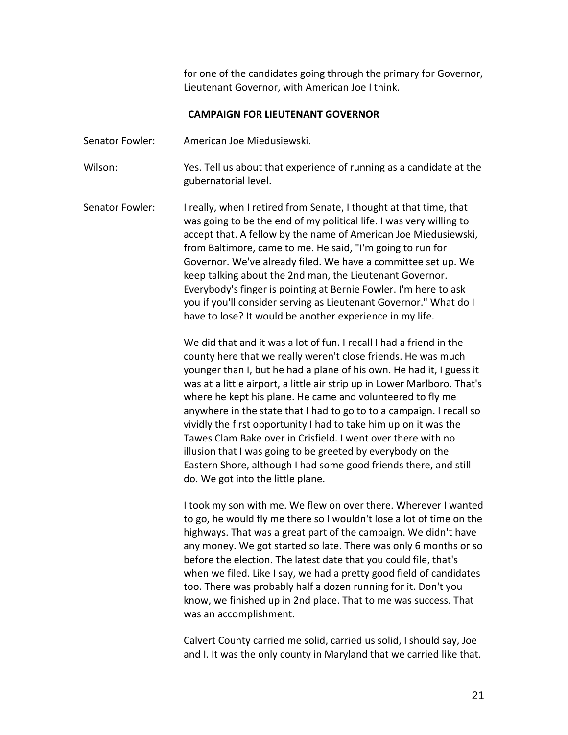for one of the candidates going through the primary for Governor, Lieutenant Governor, with American Joe I think.

## CAMPAIGN FOR LIEUTENANT GOVERNOR

Senator Fowler: American Joe Miedusiewski.

Wilson: Yes. Tell us about that experience of running as a candidate at the gubernatorial level.

Senator Fowler: I really, when I retired from Senate, I thought at that time, that was going to be the end of my political life. I was very willing to accept that. A fellow by the name of American Joe Miedusiewski, from Baltimore, came to me. He said, "I'm going to run for Governor. We've already filed. We have a committee set up. We keep talking about the 2nd man, the Lieutenant Governor. Everybody's finger is pointing at Bernie Fowler. I'm here to ask you if you'll consider serving as Lieutenant Governor." What do I have to lose? It would be another experience in my life.

We did that and it was a lot of fun. I recall I had a friend in the county here that we really weren't close friends. He was much younger than I, but he had a plane of his own. He had it, I guess it was at a little airport, a little air strip up in Lower Marlboro. That's where he kept his plane. He came and volunteered to fly me anywhere in the state that I had to go to to a campaign. I recall so vividly the first opportunity I had to take him up on it was the Tawes Clam Bake over in Crisfield. I went over there with no illusion that I was going to be greeted by everybody on the Eastern Shore, although I had some good friends there, and still do. We got into the little plane.

I took my son with me. We flew on over there. Wherever I wanted to go, he would fly me there so I wouldn't lose a lot of time on the highways. That was a great part of the campaign. We didn't have any money. We got started so late. There was only 6 months or so before the election. The latest date that you could file, that's when we filed. Like I say, we had a pretty good field of candidates too. There was probably half a dozen running for it. Don't you know, we finished up in 2nd place. That to me was success. That was an accomplishment.

Calvert County carried me solid, carried us solid, I should say, Joe and I. It was the only county in Maryland that we carried like that.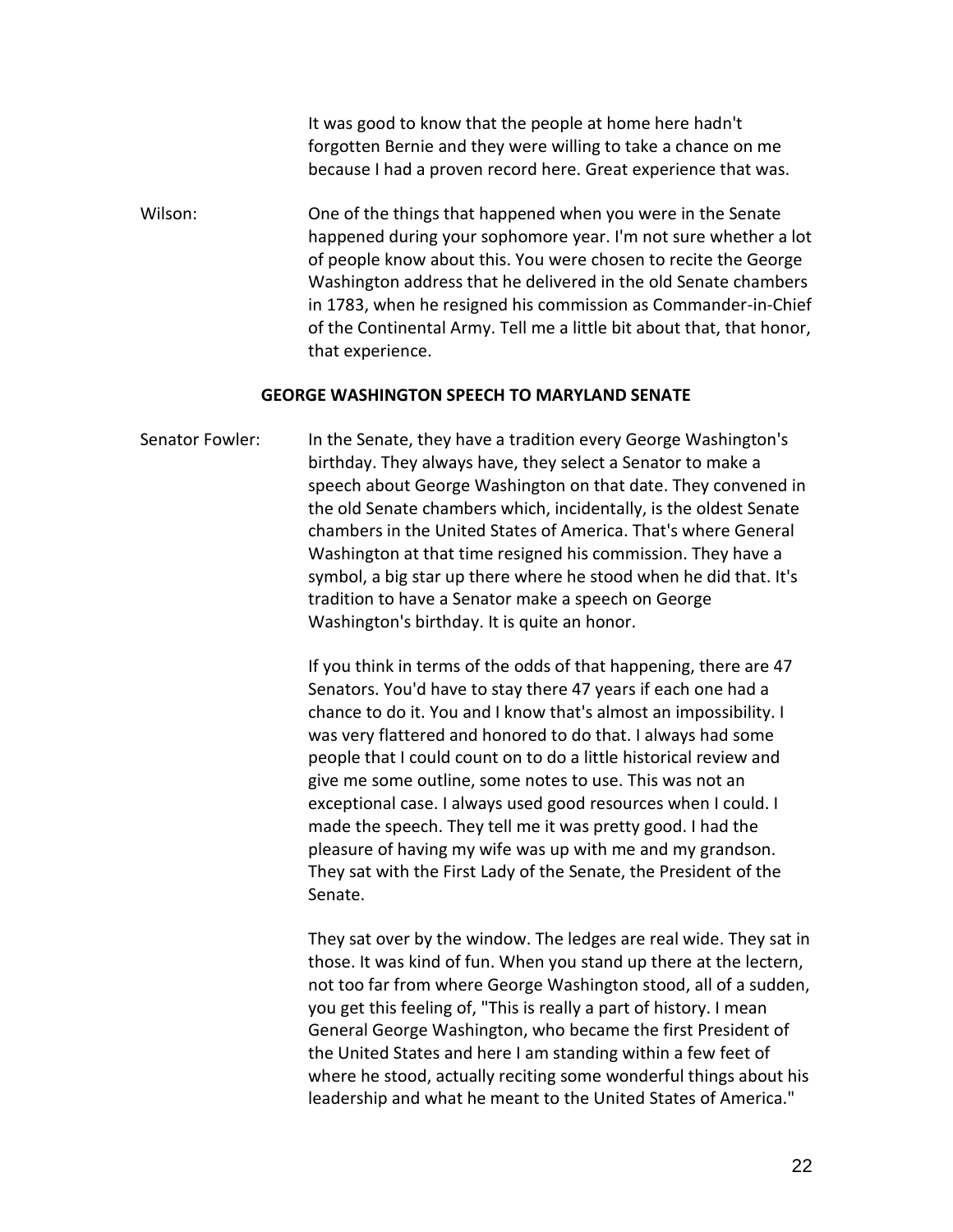It was good to know that the people at home here hadn't forgotten Bernie and they were willing to take a chance on me because I had a proven record here. Great experience that was.

Wilson: One of the things that happened when you were in the Senate happened during your sophomore year. I'm not sure whether a lot of people know about this. You were chosen to recite the George Washington address that he delivered in the old Senate chambers in 1783, when he resigned his commission as Commander-in-Chief of the Continental Army. Tell me a little bit about that, that honor, that experience.

## GEORGE WASHINGTON SPEECH TO MARYLAND SENATE

Senator Fowler: In the Senate, they have a tradition every George Washington's birthday. They always have, they select a Senator to make a speech about George Washington on that date. They convened in the old Senate chambers which, incidentally, is the oldest Senate chambers in the United States of America. That's where General Washington at that time resigned his commission. They have a symbol, a big star up there where he stood when he did that. It's tradition to have a Senator make a speech on George Washington's birthday. It is quite an honor.

If you think in terms of the odds of that happening, there are 47 Senators. You'd have to stay there 47 years if each one had a chance to do it. You and I know that's almost an impossibility. I was very flattered and honored to do that. I always had some people that I could count on to do a little historical review and give me some outline, some notes to use. This was not an exceptional case. I always used good resources when I could. I made the speech. They tell me it was pretty good. I had the pleasure of having my wife was up with me and my grandson. They sat with the First Lady of the Senate, the President of the Senate.

They sat over by the window. The ledges are real wide. They sat in those. It was kind of fun. When you stand up there at the lectern, not too far from where George Washington stood, all of a sudden, you get this feeling of, "This is really a part of history. I mean General George Washington, who became the first President of the United States and here I am standing within a few feet of where he stood, actually reciting some wonderful things about his leadership and what he meant to the United States of America."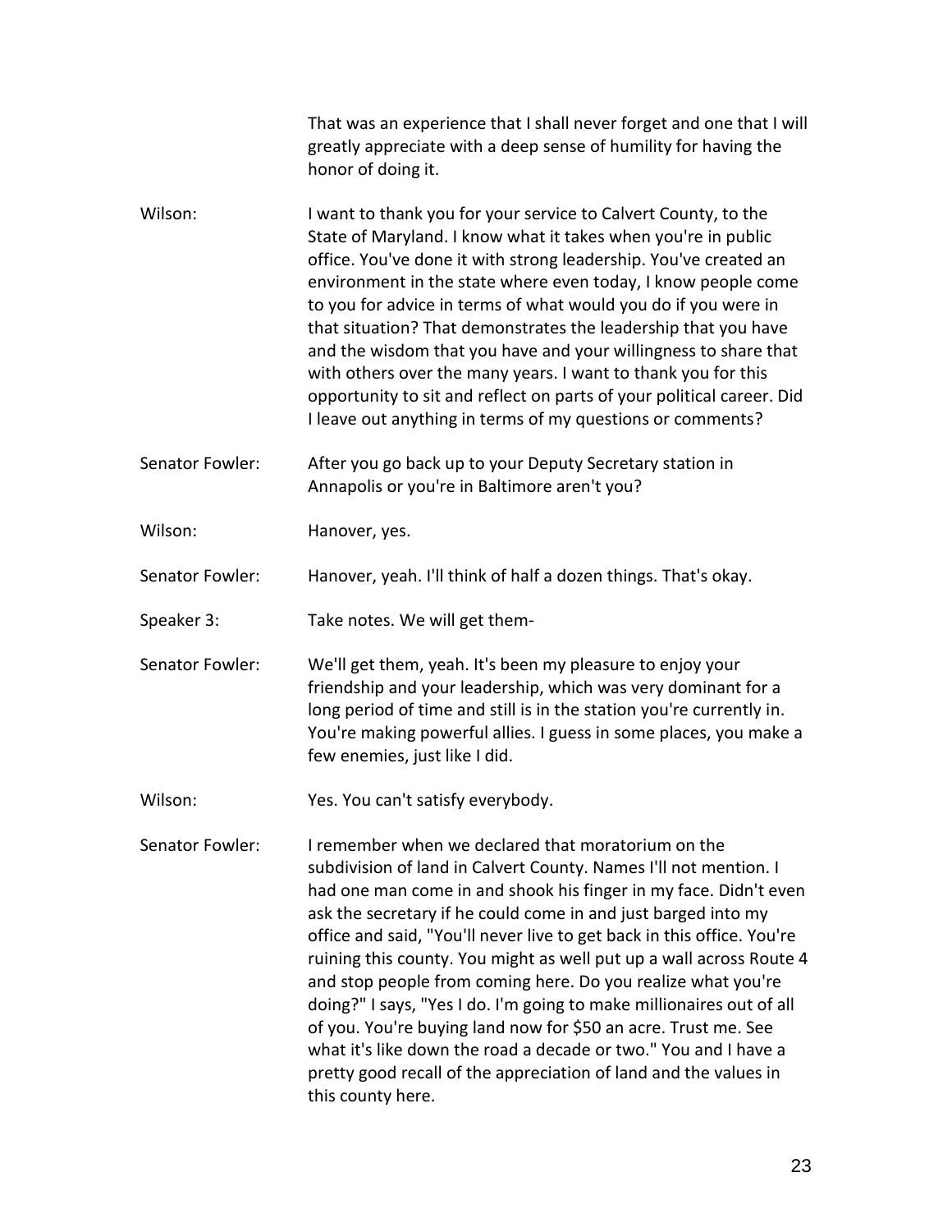That was an experience that I shall never forget and one that I will greatly appreciate with a deep sense of humility for having the honor of doing it.

Wilson: I want to thank you for your service to Calvert County, to the State of Maryland. I know what it takes when you're in public office. You've done it with strong leadership. You've created an environment in the state where even today, I know people come to you for advice in terms of what would you do if you were in that situation? That demonstrates the leadership that you have and the wisdom that you have and your willingness to share that with others over the many years. I want to thank you for this opportunity to sit and reflect on parts of your political career. Did I leave out anything in terms of my questions or comments?

Senator Fowler: After you go back up to your Deputy Secretary station in Annapolis or you're in Baltimore aren't you?

Wilson: Hanover, yes.

Senator Fowler: Hanover, yeah. I'll think of half a dozen things. That's okay.

Speaker 3: Take notes. We will get them-

Senator Fowler: We'll get them, yeah. It's been my pleasure to enjoy your friendship and your leadership, which was very dominant for a long period of time and still is in the station you're currently in. You're making powerful allies. I guess in some places, you make a few enemies, just like I did.

Wilson: Yes. You can't satisfy everybody.

Senator Fowler: I remember when we declared that moratorium on the subdivision of land in Calvert County. Names I'll not mention. I had one man come in and shook his finger in my face. Didn't even ask the secretary if he could come in and just barged into my office and said, "You'll never live to get back in this office. You're ruining this county. You might as well put up a wall across Route 4 and stop people from coming here. Do you realize what you're doing?" I says, "Yes I do. I'm going to make millionaires out of all of you. You're buying land now for $50 an acre. Trust me. See what it's like down the road a decade or two." You and I have a pretty good recall of the appreciation of land and the values in this county here.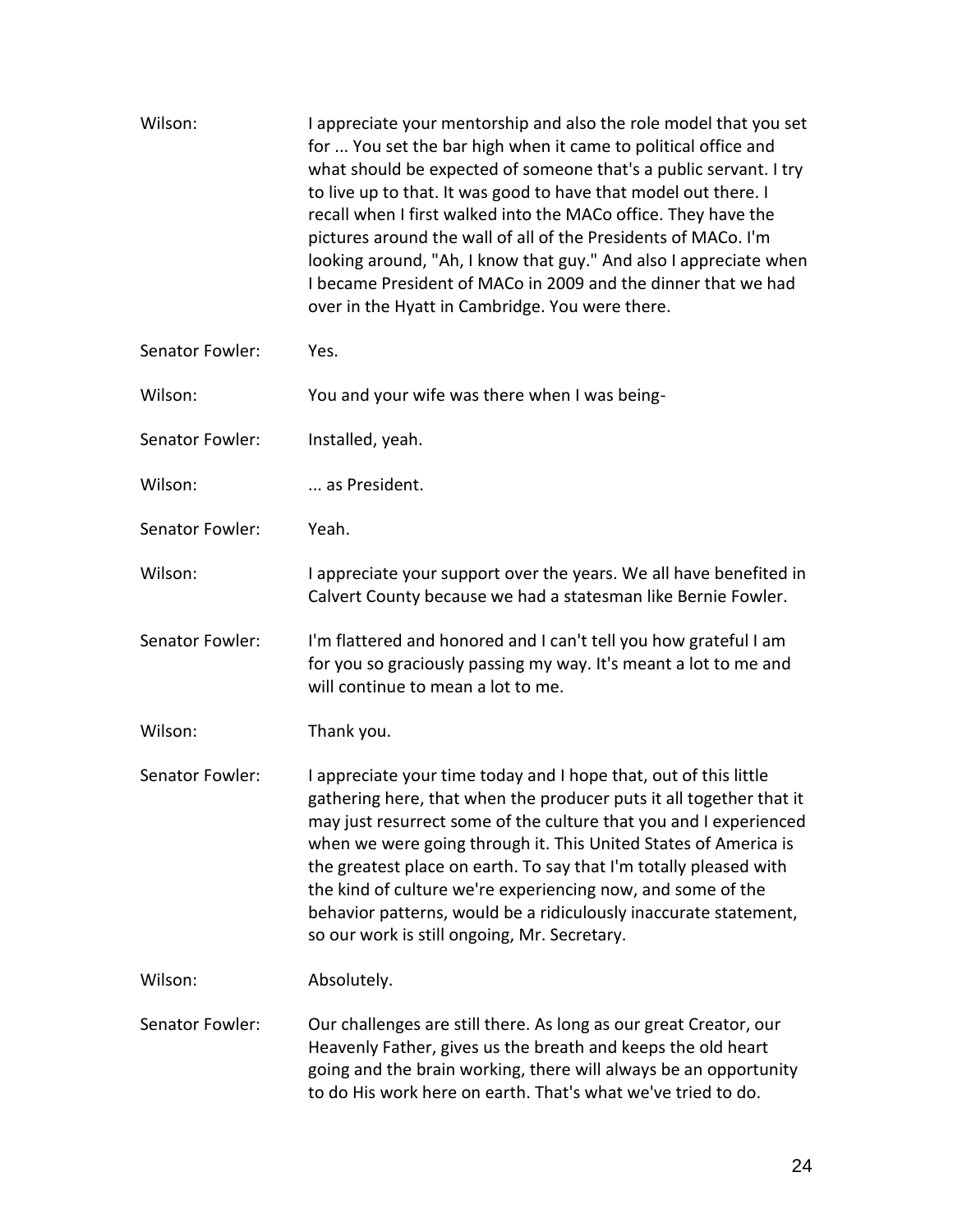Wilson: I appreciate your mentorship and also the role model that you set for ... You set the bar high when it came to political office and what should be expected of someone that's a public servant. I try to live up to that. It was good to have that model out there. I recall when I first walked into the MACo office. They have the pictures around the wall of all of the Presidents of MACo. I'm looking around, "Ah, I know that guy." And also I appreciate when I became President of MACo in 2009 and the dinner that we had over in the Hyatt in Cambridge. You were there.

Senator Fowler: Yes.

Wilson: You and your wife was there when I was being-

Senator Fowler: Installed, yeah.

Wilson: ... as President.

Senator Fowler: Yeah.

Wilson: I appreciate your support over the years. We all have benefited in Calvert County because we had a statesman like Bernie Fowler.

Senator Fowler: I'm flattered and honored and I can't tell you how grateful I am for you so graciously passing my way. It's meant a lot to me and will continue to mean a lot to me.

Wilson: Thank you.

Senator Fowler: I appreciate your time today and I hope that, out of this little gathering here, that when the producer puts it all together that it may just resurrect some of the culture that you and I experienced when we were going through it. This United States of America is the greatest place on earth. To say that I'm totally pleased with the kind of culture we're experiencing now, and some of the behavior patterns, would be a ridiculously inaccurate statement, so our work is still ongoing, Mr. Secretary.

Wilson: Absolutely.

Senator Fowler: Our challenges are still there. As long as our great Creator, our Heavenly Father, gives us the breath and keeps the old heart going and the brain working, there will always be an opportunity to do His work here on earth. That's what we've tried to do.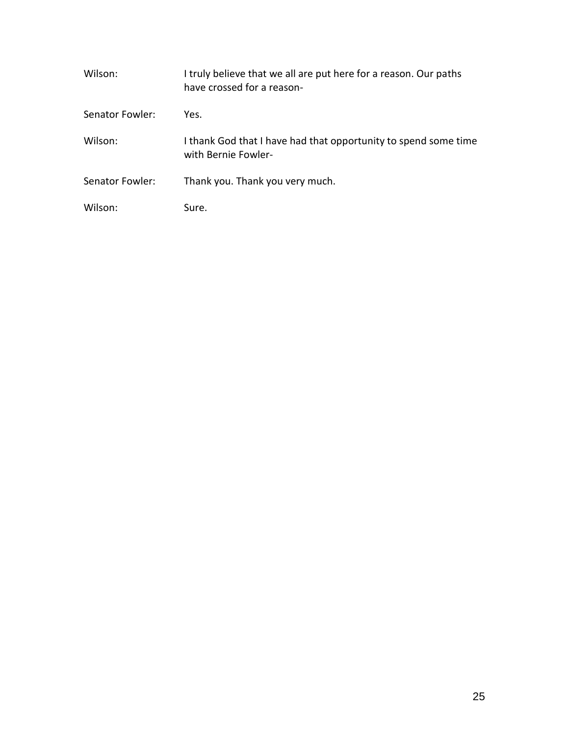Wilson: I truly believe that we all are put here for a reason. Our paths have crossed for a reason-

Senator Fowler: Yes.

Wilson: I thank God that I have had that opportunity to spend some time with Bernie Fowler-

Senator Fowler: Thank you. Thank you very much.

Wilson: Sure.